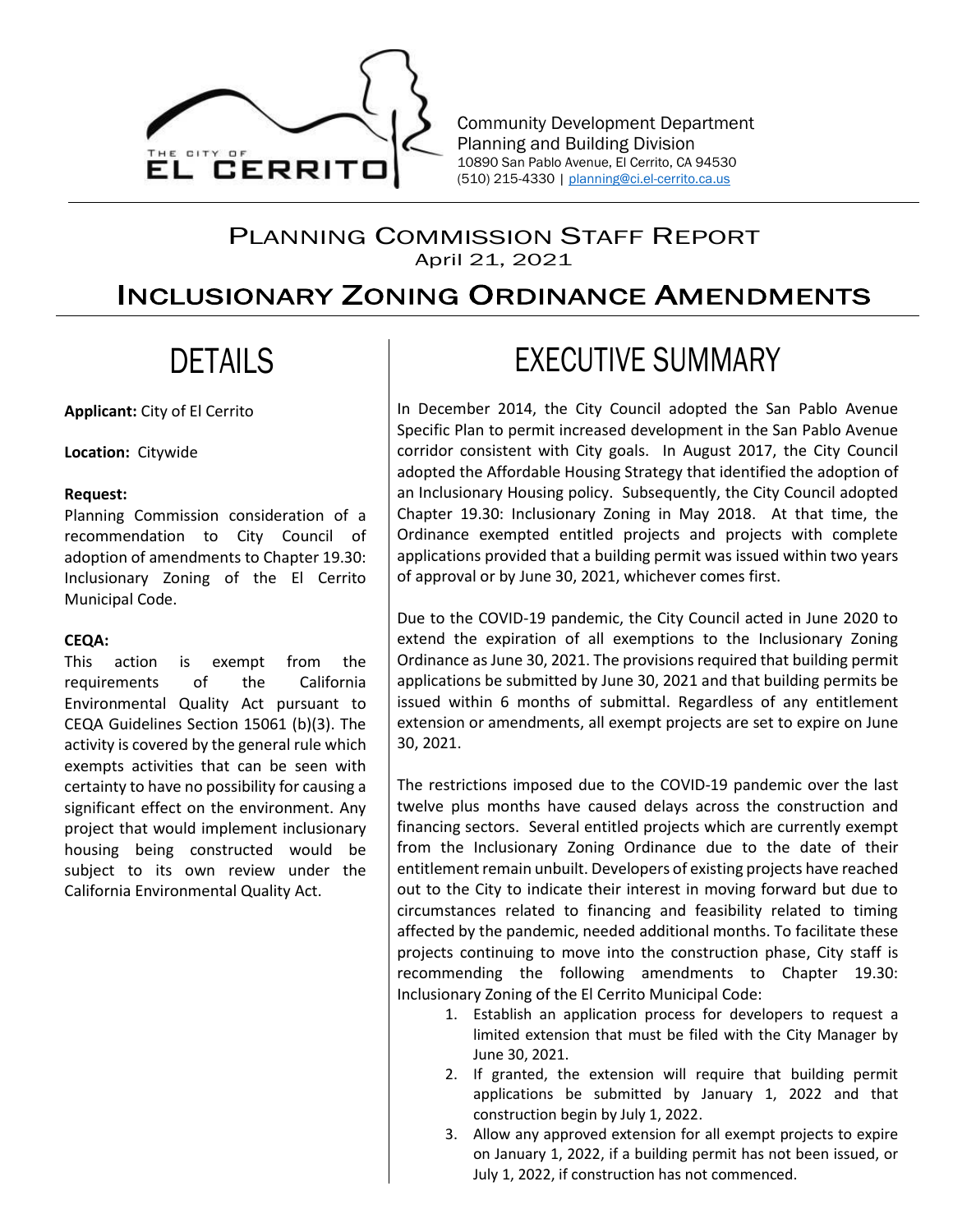Community Development Department
Planning and Building Division
10890 San Pablo Avenue, El Cerrito, CA 94530
(510) 215-4330 | planning@ci.el-cerrito.ca.us

# Planning Commission Staff Report

April 21, 2021

# Inclusionary Zoning Ordinance Amendments

## DETAILS

**Applicant:** City of El Cerrito

**Location:** Citywide

**Request:**
Planning Commission consideration of a recommendation to City Council of adoption of amendments to Chapter 19.30: Inclusionary Zoning of the El Cerrito Municipal Code.

**CEQA:**
This action is exempt from the requirements of the California Environmental Quality Act pursuant to CEQA Guidelines Section 15061 (b)(3). The activity is covered by the general rule which exempts activities that can be seen with certainty to have no possibility for causing a significant effect on the environment. Any project that would implement inclusionary housing being constructed would be subject to its own review under the California Environmental Quality Act.

## EXECUTIVE SUMMARY

In December 2014, the City Council adopted the San Pablo Avenue Specific Plan to permit increased development in the San Pablo Avenue corridor consistent with City goals. In August 2017, the City Council adopted the Affordable Housing Strategy that identified the adoption of an Inclusionary Housing policy. Subsequently, the City Council adopted Chapter 19.30: Inclusionary Zoning in May 2018. At that time, the Ordinance exempted entitled projects and projects with complete applications provided that a building permit was issued within two years of approval or by June 30, 2021, whichever comes first.

Due to the COVID-19 pandemic, the City Council acted in June 2020 to extend the expiration of all exemptions to the Inclusionary Zoning Ordinance as June 30, 2021. The provisions required that building permit applications be submitted by June 30, 2021 and that building permits be issued within 6 months of submittal. Regardless of any entitlement extension or amendments, all exempt projects are set to expire on June 30, 2021.

The restrictions imposed due to the COVID-19 pandemic over the last twelve plus months have caused delays across the construction and financing sectors. Several entitled projects which are currently exempt from the Inclusionary Zoning Ordinance due to the date of their entitlement remain unbuilt. Developers of existing projects have reached out to the City to indicate their interest in moving forward but due to circumstances related to financing and feasibility related to timing affected by the pandemic, needed additional months. To facilitate these projects continuing to move into the construction phase, City staff is recommending the following amendments to Chapter 19.30: Inclusionary Zoning of the El Cerrito Municipal Code:

1. Establish an application process for developers to request a limited extension that must be filed with the City Manager by June 30, 2021.
2. If granted, the extension will require that building permit applications be submitted by January 1, 2022 and that construction begin by July 1, 2022.
3. Allow any approved extension for all exempt projects to expire on January 1, 2022, if a building permit has not been issued, or July 1, 2022, if construction has not commenced.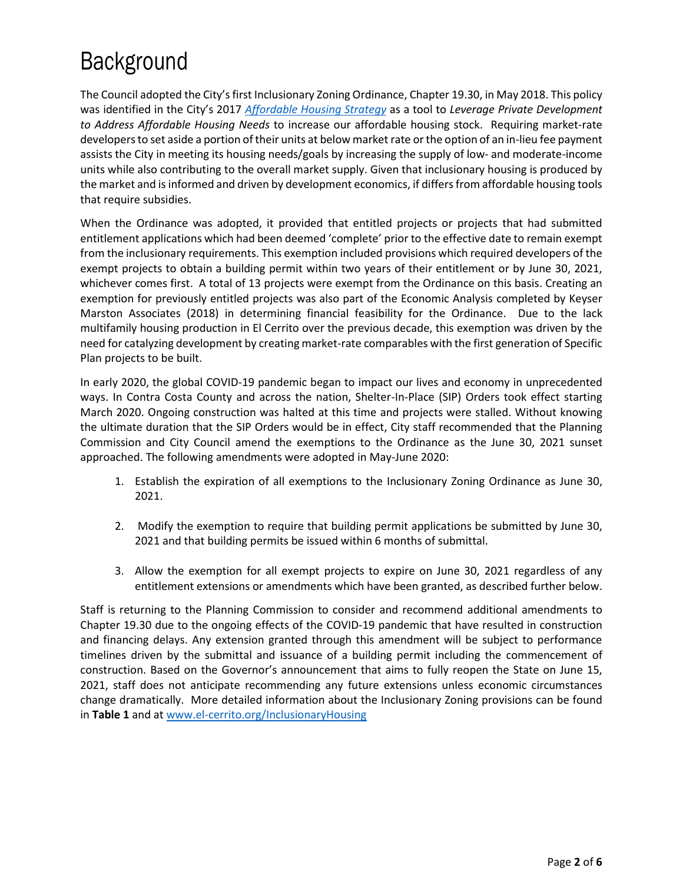# Background

The Council adopted the City's first Inclusionary Zoning Ordinance, Chapter 19.30, in May 2018. This policy was identified in the City's 2017 [*Affordable Housing Strategy*](#) as a tool to *Leverage Private Development to Address Affordable Housing Needs* to increase our affordable housing stock. Requiring market-rate developers to set aside a portion of their units at below market rate or the option of an in-lieu fee payment assists the City in meeting its housing needs/goals by increasing the supply of low- and moderate-income units while also contributing to the overall market supply. Given that inclusionary housing is produced by the market and is informed and driven by development economics, if differs from affordable housing tools that require subsidies.

When the Ordinance was adopted, it provided that entitled projects or projects that had submitted entitlement applications which had been deemed 'complete' prior to the effective date to remain exempt from the inclusionary requirements. This exemption included provisions which required developers of the exempt projects to obtain a building permit within two years of their entitlement or by June 30, 2021, whichever comes first. A total of 13 projects were exempt from the Ordinance on this basis. Creating an exemption for previously entitled projects was also part of the Economic Analysis completed by Keyser Marston Associates (2018) in determining financial feasibility for the Ordinance. Due to the lack multifamily housing production in El Cerrito over the previous decade, this exemption was driven by the need for catalyzing development by creating market-rate comparables with the first generation of Specific Plan projects to be built.

In early 2020, the global COVID-19 pandemic began to impact our lives and economy in unprecedented ways. In Contra Costa County and across the nation, Shelter-In-Place (SIP) Orders took effect starting March 2020. Ongoing construction was halted at this time and projects were stalled. Without knowing the ultimate duration that the SIP Orders would be in effect, City staff recommended that the Planning Commission and City Council amend the exemptions to the Ordinance as the June 30, 2021 sunset approached. The following amendments were adopted in May-June 2020:

1. Establish the expiration of all exemptions to the Inclusionary Zoning Ordinance as June 30, 2021.
2. Modify the exemption to require that building permit applications be submitted by June 30, 2021 and that building permits be issued within 6 months of submittal.
3. Allow the exemption for all exempt projects to expire on June 30, 2021 regardless of any entitlement extensions or amendments which have been granted, as described further below.

Staff is returning to the Planning Commission to consider and recommend additional amendments to Chapter 19.30 due to the ongoing effects of the COVID-19 pandemic that have resulted in construction and financing delays. Any extension granted through this amendment will be subject to performance timelines driven by the submittal and issuance of a building permit including the commencement of construction. Based on the Governor's announcement that aims to fully reopen the State on June 15, 2021, staff does not anticipate recommending any future extensions unless economic circumstances change dramatically. More detailed information about the Inclusionary Zoning provisions can be found in **Table 1** and at [www.el-cerrito.org/InclusionaryHousing](www.el-cerrito.org/InclusionaryHousing)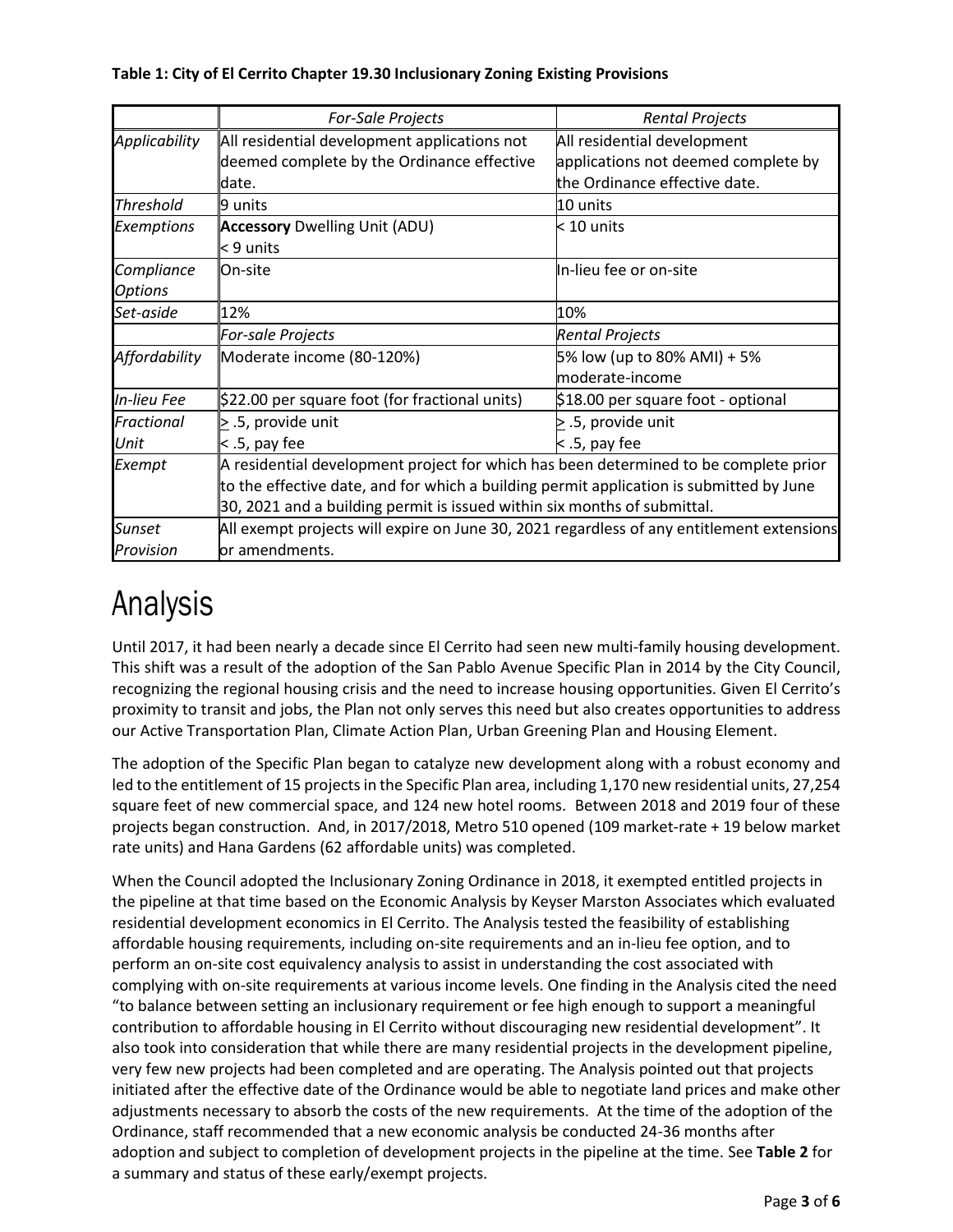**Table 1: City of El Cerrito Chapter 19.30 Inclusionary Zoning Existing Provisions**

| | *For-Sale Projects* | *Rental Projects* |
|---|---|---|
| *Applicability* | All residential development applications not deemed complete by the Ordinance effective date. | All residential development applications not deemed complete by the Ordinance effective date. |
| *Threshold* | 9 units | 10 units |
| *Exemptions* | **Accessory** Dwelling Unit (ADU)<br>< 9 units | < 10 units |
| *Compliance Options* | On-site | In-lieu fee or on-site |
| *Set-aside* | 12% | 10% |
| | *For-sale Projects* | *Rental Projects* |
| *Affordability* | Moderate income (80-120%) | 5% low (up to 80% AMI) + 5% moderate-income |
| *In-lieu Fee* | $22.00 per square foot (for fractional units) | $18.00 per square foot - optional |
| *Fractional Unit* | ≥ .5, provide unit<br>< .5, pay fee | ≥ .5, provide unit<br>< .5, pay fee |
| *Exempt* | A residential development project for which has been determined to be complete prior to the effective date, and for which a building permit application is submitted by June 30, 2021 and a building permit is issued within six months of submittal. | |
| *Sunset Provision* | All exempt projects will expire on June 30, 2021 regardless of any entitlement extensions or amendments. | |

# Analysis

Until 2017, it had been nearly a decade since El Cerrito had seen new multi-family housing development. This shift was a result of the adoption of the San Pablo Avenue Specific Plan in 2014 by the City Council, recognizing the regional housing crisis and the need to increase housing opportunities. Given El Cerrito's proximity to transit and jobs, the Plan not only serves this need but also creates opportunities to address our Active Transportation Plan, Climate Action Plan, Urban Greening Plan and Housing Element.

The adoption of the Specific Plan began to catalyze new development along with a robust economy and led to the entitlement of 15 projects in the Specific Plan area, including 1,170 new residential units, 27,254 square feet of new commercial space, and 124 new hotel rooms. Between 2018 and 2019 four of these projects began construction. And, in 2017/2018, Metro 510 opened (109 market-rate + 19 below market rate units) and Hana Gardens (62 affordable units) was completed.

When the Council adopted the Inclusionary Zoning Ordinance in 2018, it exempted entitled projects in the pipeline at that time based on the Economic Analysis by Keyser Marston Associates which evaluated residential development economics in El Cerrito. The Analysis tested the feasibility of establishing affordable housing requirements, including on-site requirements and an in-lieu fee option, and to perform an on-site cost equivalency analysis to assist in understanding the cost associated with complying with on-site requirements at various income levels. One finding in the Analysis cited the need "to balance between setting an inclusionary requirement or fee high enough to support a meaningful contribution to affordable housing in El Cerrito without discouraging new residential development". It also took into consideration that while there are many residential projects in the development pipeline, very few new projects had been completed and are operating. The Analysis pointed out that projects initiated after the effective date of the Ordinance would be able to negotiate land prices and make other adjustments necessary to absorb the costs of the new requirements. At the time of the adoption of the Ordinance, staff recommended that a new economic analysis be conducted 24-36 months after adoption and subject to completion of development projects in the pipeline at the time. See **Table 2** for a summary and status of these early/exempt projects.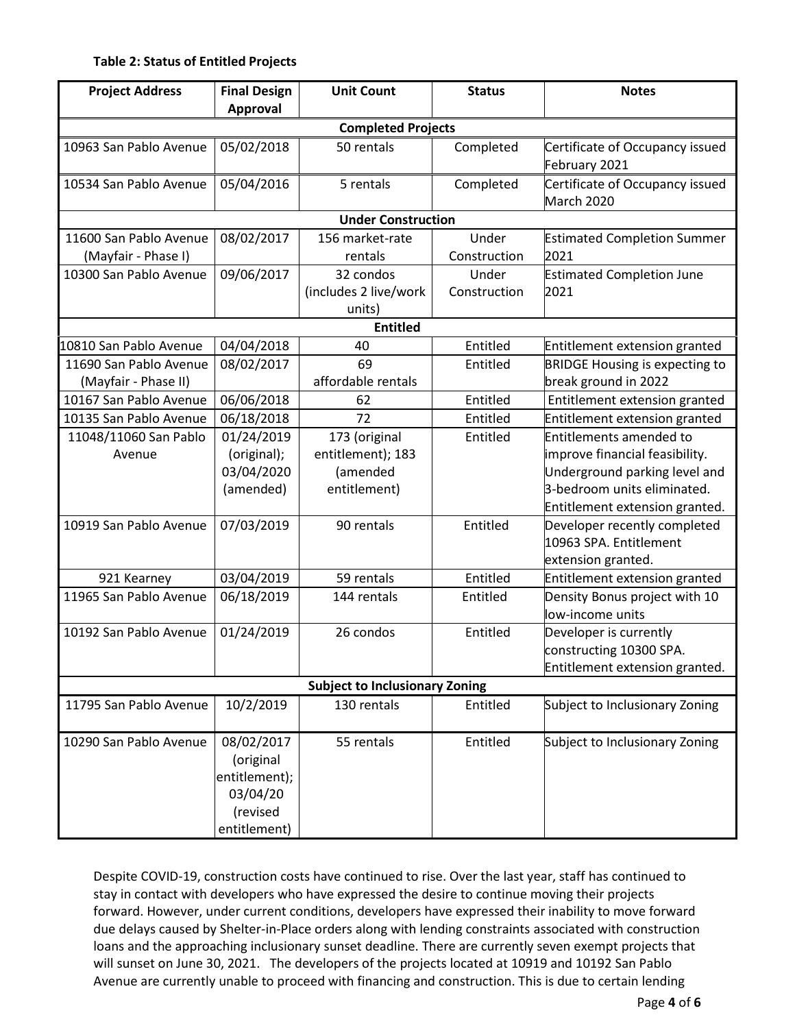**Table 2: Status of Entitled Projects**

| Project Address | Final Design Approval | Unit Count | Status | Notes |
|---|---|---|---|---|
| **Completed Projects** | | | | |
| 10963 San Pablo Avenue | 05/02/2018 | 50 rentals | Completed | Certificate of Occupancy issued February 2021 |
| 10534 San Pablo Avenue | 05/04/2016 | 5 rentals | Completed | Certificate of Occupancy issued March 2020 |
| **Under Construction** | | | | |
| 11600 San Pablo Avenue (Mayfair - Phase I) | 08/02/2017 | 156 market-rate rentals | Under Construction | Estimated Completion Summer 2021 |
| 10300 San Pablo Avenue | 09/06/2017 | 32 condos (includes 2 live/work units) | Under Construction | Estimated Completion June 2021 |
| **Entitled** | | | | |
| 10810 San Pablo Avenue | 04/04/2018 | 40 | Entitled | Entitlement extension granted |
| 11690 San Pablo Avenue (Mayfair - Phase II) | 08/02/2017 | 69 affordable rentals | Entitled | BRIDGE Housing is expecting to break ground in 2022 |
| 10167 San Pablo Avenue | 06/06/2018 | 62 | Entitled | Entitlement extension granted |
| 10135 San Pablo Avenue | 06/18/2018 | 72 | Entitled | Entitlement extension granted |
| 11048/11060 San Pablo Avenue | 01/24/2019 (original); 03/04/2020 (amended) | 173 (original entitlement); 183 (amended entitlement) | Entitled | Entitlements amended to improve financial feasibility. Underground parking level and 3-bedroom units eliminated. Entitlement extension granted. |
| 10919 San Pablo Avenue | 07/03/2019 | 90 rentals | Entitled | Developer recently completed 10963 SPA. Entitlement extension granted. |
| 921 Kearney | 03/04/2019 | 59 rentals | Entitled | Entitlement extension granted |
| 11965 San Pablo Avenue | 06/18/2019 | 144 rentals | Entitled | Density Bonus project with 10 low-income units |
| 10192 San Pablo Avenue | 01/24/2019 | 26 condos | Entitled | Developer is currently constructing 10300 SPA. Entitlement extension granted. |
| **Subject to Inclusionary Zoning** | | | | |
| 11795 San Pablo Avenue | 10/2/2019 | 130 rentals | Entitled | Subject to Inclusionary Zoning |
| 10290 San Pablo Avenue | 08/02/2017 (original entitlement); 03/04/20 (revised entitlement) | 55 rentals | Entitled | Subject to Inclusionary Zoning |

Despite COVID-19, construction costs have continued to rise. Over the last year, staff has continued to stay in contact with developers who have expressed the desire to continue moving their projects forward. However, under current conditions, developers have expressed their inability to move forward due delays caused by Shelter-in-Place orders along with lending constraints associated with construction loans and the approaching inclusionary sunset deadline. There are currently seven exempt projects that will sunset on June 30, 2021. The developers of the projects located at 10919 and 10192 San Pablo Avenue are currently unable to proceed with financing and construction. This is due to certain lending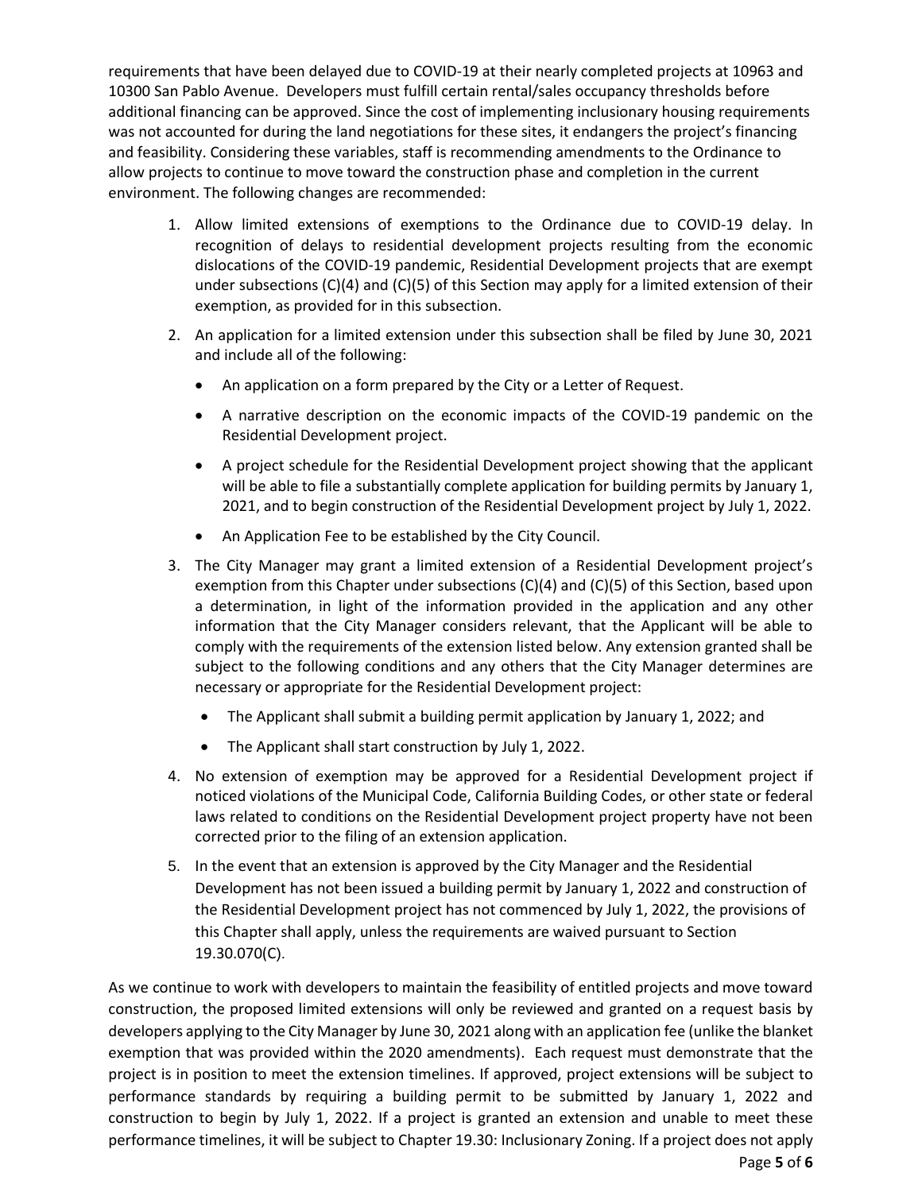requirements that have been delayed due to COVID-19 at their nearly completed projects at 10963 and 10300 San Pablo Avenue. Developers must fulfill certain rental/sales occupancy thresholds before additional financing can be approved. Since the cost of implementing inclusionary housing requirements was not accounted for during the land negotiations for these sites, it endangers the project's financing and feasibility. Considering these variables, staff is recommending amendments to the Ordinance to allow projects to continue to move toward the construction phase and completion in the current environment. The following changes are recommended:

1. Allow limited extensions of exemptions to the Ordinance due to COVID-19 delay. In recognition of delays to residential development projects resulting from the economic dislocations of the COVID-19 pandemic, Residential Development projects that are exempt under subsections (C)(4) and (C)(5) of this Section may apply for a limited extension of their exemption, as provided for in this subsection.
2. An application for a limited extension under this subsection shall be filed by June 30, 2021 and include all of the following:
   - An application on a form prepared by the City or a Letter of Request.
   - A narrative description on the economic impacts of the COVID-19 pandemic on the Residential Development project.
   - A project schedule for the Residential Development project showing that the applicant will be able to file a substantially complete application for building permits by January 1, 2021, and to begin construction of the Residential Development project by July 1, 2022.
   - An Application Fee to be established by the City Council.
3. The City Manager may grant a limited extension of a Residential Development project's exemption from this Chapter under subsections (C)(4) and (C)(5) of this Section, based upon a determination, in light of the information provided in the application and any other information that the City Manager considers relevant, that the Applicant will be able to comply with the requirements of the extension listed below. Any extension granted shall be subject to the following conditions and any others that the City Manager determines are necessary or appropriate for the Residential Development project:
   - The Applicant shall submit a building permit application by January 1, 2022; and
   - The Applicant shall start construction by July 1, 2022.
4. No extension of exemption may be approved for a Residential Development project if noticed violations of the Municipal Code, California Building Codes, or other state or federal laws related to conditions on the Residential Development project property have not been corrected prior to the filing of an extension application.
5. In the event that an extension is approved by the City Manager and the Residential Development has not been issued a building permit by January 1, 2022 and construction of the Residential Development project has not commenced by July 1, 2022, the provisions of this Chapter shall apply, unless the requirements are waived pursuant to Section 19.30.070(C).

As we continue to work with developers to maintain the feasibility of entitled projects and move toward construction, the proposed limited extensions will only be reviewed and granted on a request basis by developers applying to the City Manager by June 30, 2021 along with an application fee (unlike the blanket exemption that was provided within the 2020 amendments). Each request must demonstrate that the project is in position to meet the extension timelines. If approved, project extensions will be subject to performance standards by requiring a building permit to be submitted by January 1, 2022 and construction to begin by July 1, 2022. If a project is granted an extension and unable to meet these performance timelines, it will be subject to Chapter 19.30: Inclusionary Zoning. If a project does not apply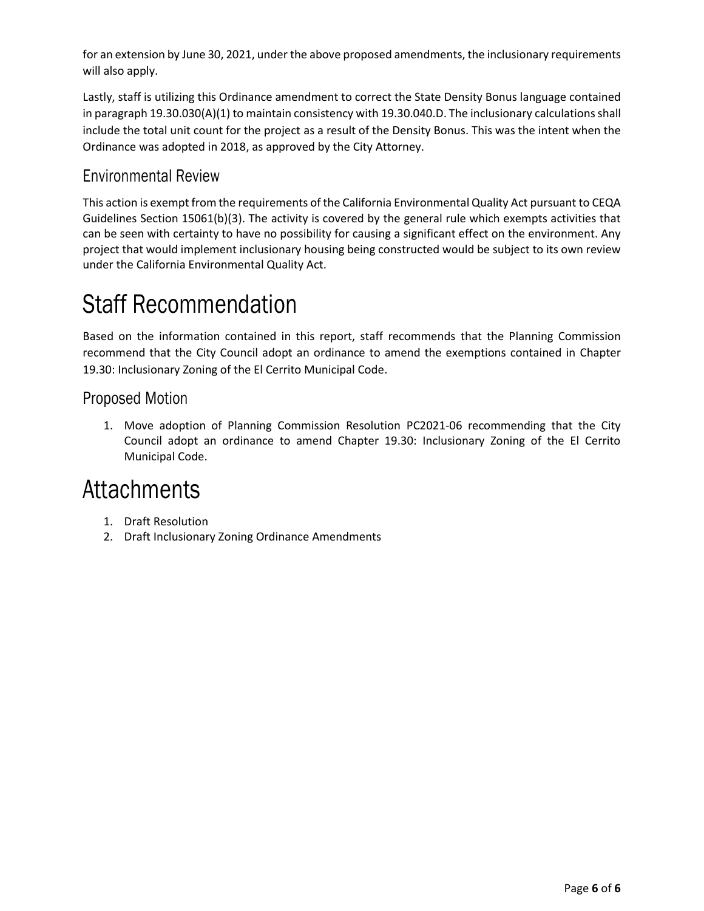for an extension by June 30, 2021, under the above proposed amendments, the inclusionary requirements will also apply.

Lastly, staff is utilizing this Ordinance amendment to correct the State Density Bonus language contained in paragraph 19.30.030(A)(1) to maintain consistency with 19.30.040.D. The inclusionary calculations shall include the total unit count for the project as a result of the Density Bonus. This was the intent when the Ordinance was adopted in 2018, as approved by the City Attorney.

## Environmental Review

This action is exempt from the requirements of the California Environmental Quality Act pursuant to CEQA Guidelines Section 15061(b)(3). The activity is covered by the general rule which exempts activities that can be seen with certainty to have no possibility for causing a significant effect on the environment. Any project that would implement inclusionary housing being constructed would be subject to its own review under the California Environmental Quality Act.

# Staff Recommendation

Based on the information contained in this report, staff recommends that the Planning Commission recommend that the City Council adopt an ordinance to amend the exemptions contained in Chapter 19.30: Inclusionary Zoning of the El Cerrito Municipal Code.

## Proposed Motion

1. Move adoption of Planning Commission Resolution PC2021-06 recommending that the City Council adopt an ordinance to amend Chapter 19.30: Inclusionary Zoning of the El Cerrito Municipal Code.

# Attachments

1. Draft Resolution
2. Draft Inclusionary Zoning Ordinance Amendments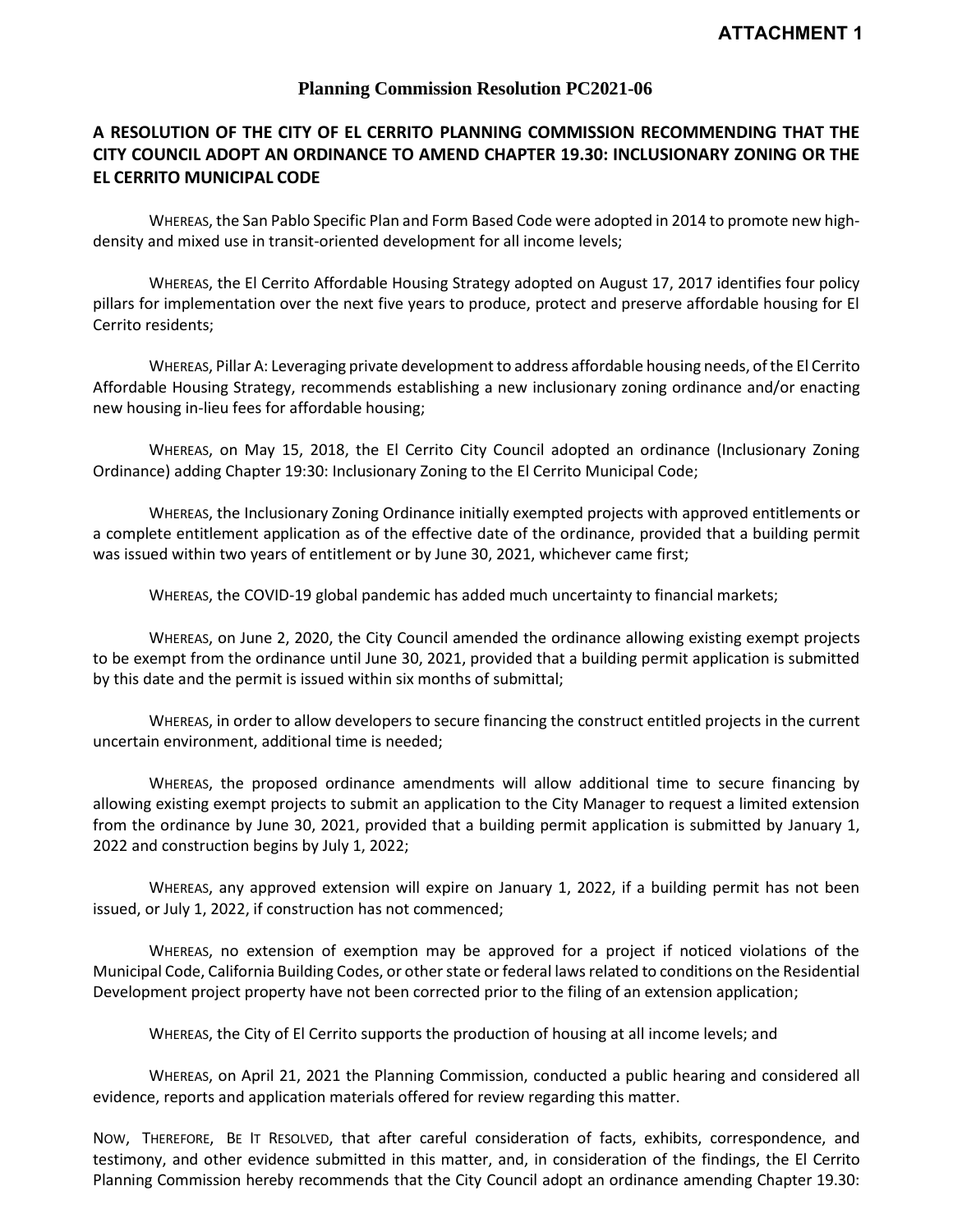**ATTACHMENT 1**

## Planning Commission Resolution PC2021-06

### A RESOLUTION OF THE CITY OF EL CERRITO PLANNING COMMISSION RECOMMENDING THAT THE CITY COUNCIL ADOPT AN ORDINANCE TO AMEND CHAPTER 19.30: INCLUSIONARY ZONING OR THE EL CERRITO MUNICIPAL CODE

WHEREAS, the San Pablo Specific Plan and Form Based Code were adopted in 2014 to promote new high-density and mixed use in transit-oriented development for all income levels;

WHEREAS, the El Cerrito Affordable Housing Strategy adopted on August 17, 2017 identifies four policy pillars for implementation over the next five years to produce, protect and preserve affordable housing for El Cerrito residents;

WHEREAS, Pillar A: Leveraging private development to address affordable housing needs, of the El Cerrito Affordable Housing Strategy, recommends establishing a new inclusionary zoning ordinance and/or enacting new housing in-lieu fees for affordable housing;

WHEREAS, on May 15, 2018, the El Cerrito City Council adopted an ordinance (Inclusionary Zoning Ordinance) adding Chapter 19:30: Inclusionary Zoning to the El Cerrito Municipal Code;

WHEREAS, the Inclusionary Zoning Ordinance initially exempted projects with approved entitlements or a complete entitlement application as of the effective date of the ordinance, provided that a building permit was issued within two years of entitlement or by June 30, 2021, whichever came first;

WHEREAS, the COVID-19 global pandemic has added much uncertainty to financial markets;

WHEREAS, on June 2, 2020, the City Council amended the ordinance allowing existing exempt projects to be exempt from the ordinance until June 30, 2021, provided that a building permit application is submitted by this date and the permit is issued within six months of submittal;

WHEREAS, in order to allow developers to secure financing the construct entitled projects in the current uncertain environment, additional time is needed;

WHEREAS, the proposed ordinance amendments will allow additional time to secure financing by allowing existing exempt projects to submit an application to the City Manager to request a limited extension from the ordinance by June 30, 2021, provided that a building permit application is submitted by January 1, 2022 and construction begins by July 1, 2022;

WHEREAS, any approved extension will expire on January 1, 2022, if a building permit has not been issued, or July 1, 2022, if construction has not commenced;

WHEREAS, no extension of exemption may be approved for a project if noticed violations of the Municipal Code, California Building Codes, or other state or federal laws related to conditions on the Residential Development project property have not been corrected prior to the filing of an extension application;

WHEREAS, the City of El Cerrito supports the production of housing at all income levels; and

WHEREAS, on April 21, 2021 the Planning Commission, conducted a public hearing and considered all evidence, reports and application materials offered for review regarding this matter.

NOW, THEREFORE, BE IT RESOLVED, that after careful consideration of facts, exhibits, correspondence, and testimony, and other evidence submitted in this matter, and, in consideration of the findings, the El Cerrito Planning Commission hereby recommends that the City Council adopt an ordinance amending Chapter 19.30: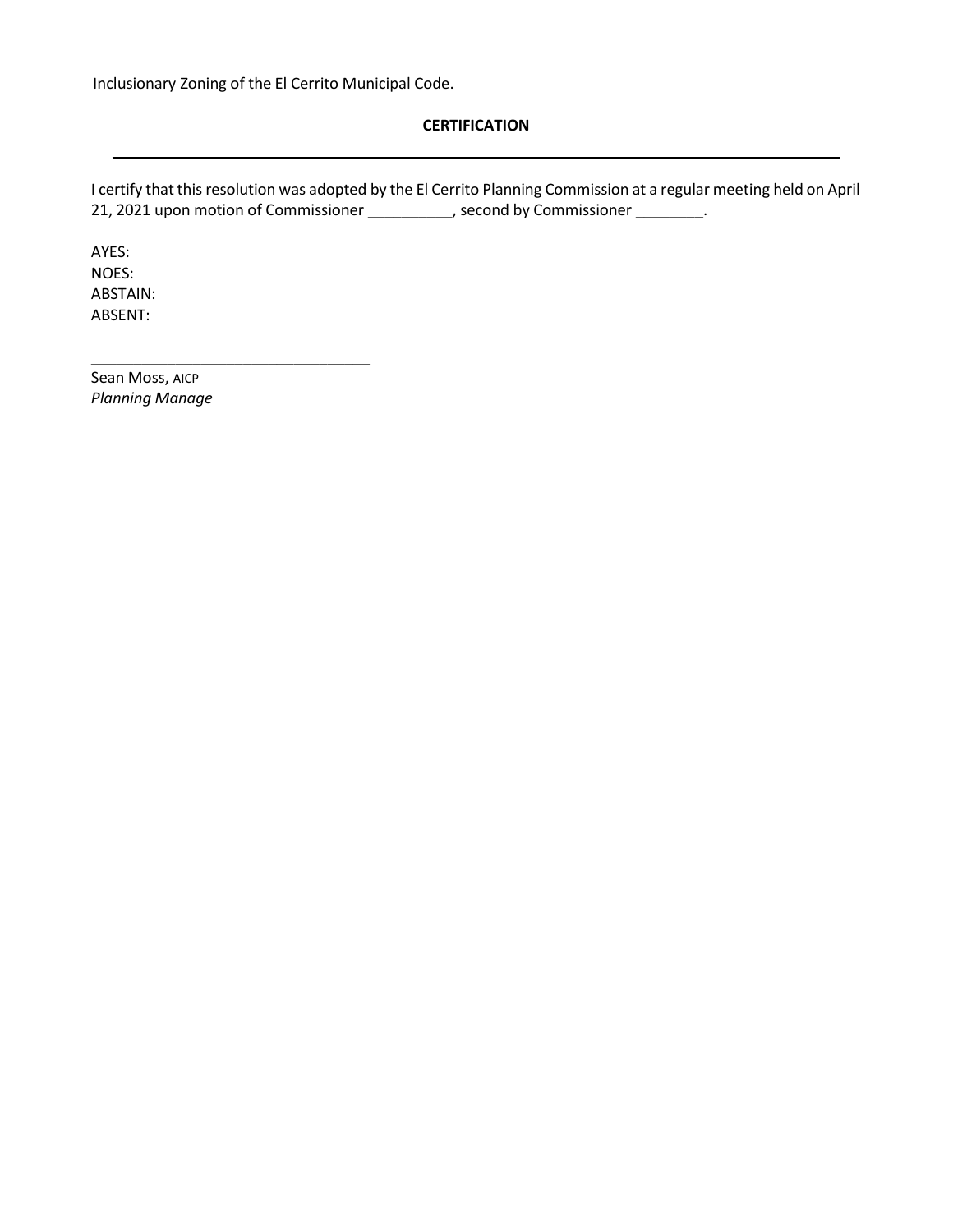Inclusionary Zoning of the El Cerrito Municipal Code.

**CERTIFICATION**

---

I certify that this resolution was adopted by the El Cerrito Planning Commission at a regular meeting held on April 21, 2021 upon motion of Commissioner __________, second by Commissioner ________.

AYES:
NOES:
ABSTAIN:
ABSENT:

_________________________________
Sean Moss, AICP
*Planning Manage*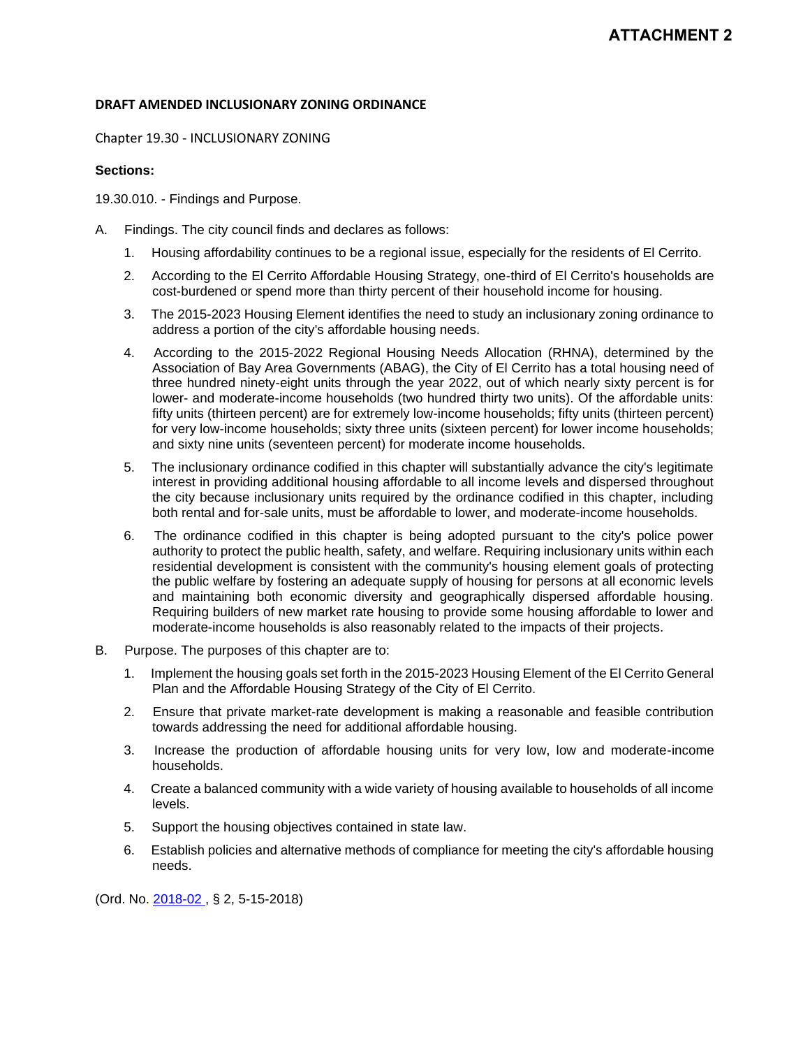**ATTACHMENT 2**

**DRAFT AMENDED INCLUSIONARY ZONING ORDINANCE**

Chapter 19.30 - INCLUSIONARY ZONING

**Sections:**

19.30.010. - Findings and Purpose.

A. Findings. The city council finds and declares as follows:

   1. Housing affordability continues to be a regional issue, especially for the residents of El Cerrito.

   2. According to the El Cerrito Affordable Housing Strategy, one-third of El Cerrito's households are cost-burdened or spend more than thirty percent of their household income for housing.

   3. The 2015-2023 Housing Element identifies the need to study an inclusionary zoning ordinance to address a portion of the city's affordable housing needs.

   4. According to the 2015-2022 Regional Housing Needs Allocation (RHNA), determined by the Association of Bay Area Governments (ABAG), the City of El Cerrito has a total housing need of three hundred ninety-eight units through the year 2022, out of which nearly sixty percent is for lower- and moderate-income households (two hundred thirty two units). Of the affordable units: fifty units (thirteen percent) are for extremely low-income households; fifty units (thirteen percent) for very low-income households; sixty three units (sixteen percent) for lower income households; and sixty nine units (seventeen percent) for moderate income households.

   5. The inclusionary ordinance codified in this chapter will substantially advance the city's legitimate interest in providing additional housing affordable to all income levels and dispersed throughout the city because inclusionary units required by the ordinance codified in this chapter, including both rental and for-sale units, must be affordable to lower, and moderate-income households.

   6. The ordinance codified in this chapter is being adopted pursuant to the city's police power authority to protect the public health, safety, and welfare. Requiring inclusionary units within each residential development is consistent with the community's housing element goals of protecting the public welfare by fostering an adequate supply of housing for persons at all economic levels and maintaining both economic diversity and geographically dispersed affordable housing. Requiring builders of new market rate housing to provide some housing affordable to lower and moderate-income households is also reasonably related to the impacts of their projects.

B. Purpose. The purposes of this chapter are to:

   1. Implement the housing goals set forth in the 2015-2023 Housing Element of the El Cerrito General Plan and the Affordable Housing Strategy of the City of El Cerrito.

   2. Ensure that private market-rate development is making a reasonable and feasible contribution towards addressing the need for additional affordable housing.

   3. Increase the production of affordable housing units for very low, low and moderate-income households.

   4. Create a balanced community with a wide variety of housing available to households of all income levels.

   5. Support the housing objectives contained in state law.

   6. Establish policies and alternative methods of compliance for meeting the city's affordable housing needs.

(Ord. No. 2018-02 , § 2, 5-15-2018)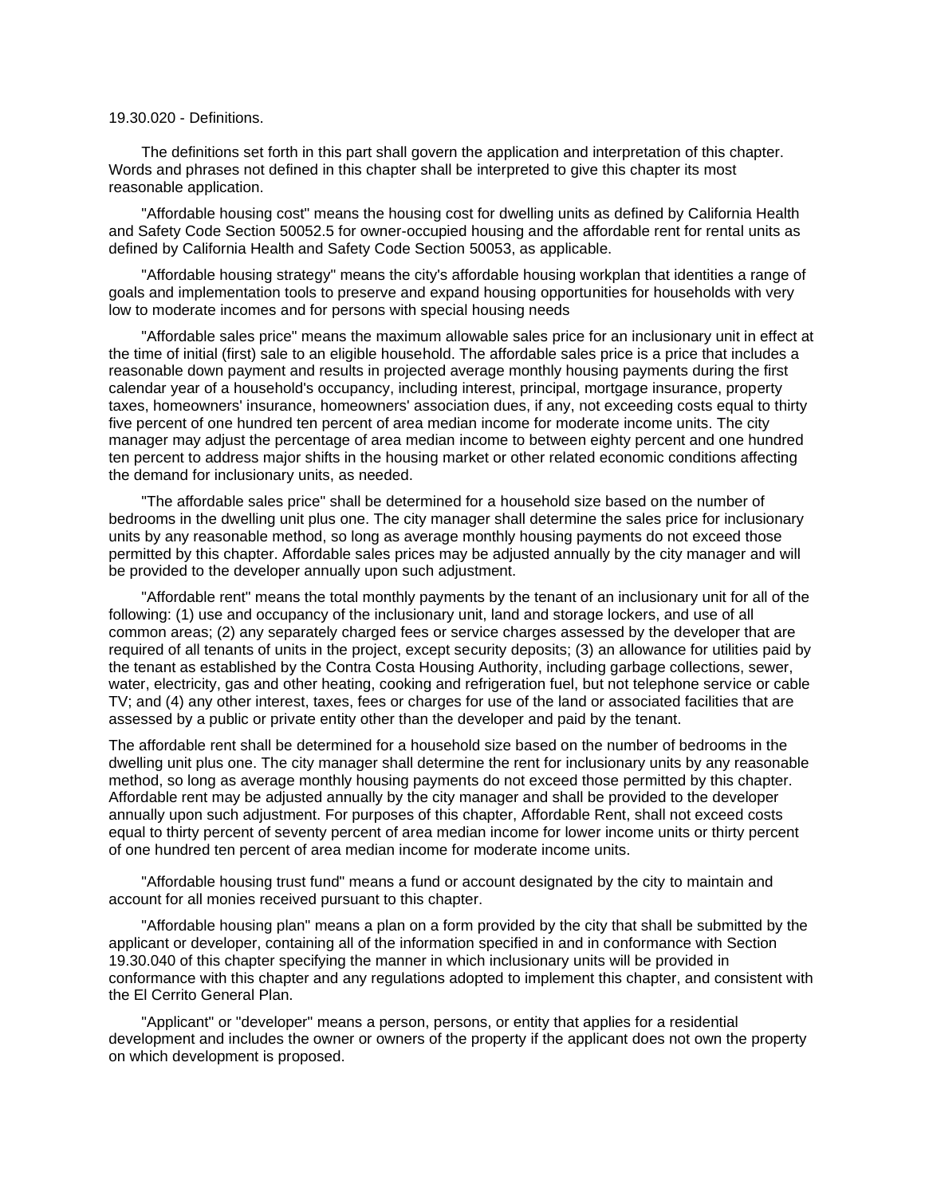19.30.020 - Definitions.

The definitions set forth in this part shall govern the application and interpretation of this chapter. Words and phrases not defined in this chapter shall be interpreted to give this chapter its most reasonable application.

"Affordable housing cost" means the housing cost for dwelling units as defined by California Health and Safety Code Section 50052.5 for owner-occupied housing and the affordable rent for rental units as defined by California Health and Safety Code Section 50053, as applicable.

"Affordable housing strategy" means the city's affordable housing workplan that identities a range of goals and implementation tools to preserve and expand housing opportunities for households with very low to moderate incomes and for persons with special housing needs

"Affordable sales price" means the maximum allowable sales price for an inclusionary unit in effect at the time of initial (first) sale to an eligible household. The affordable sales price is a price that includes a reasonable down payment and results in projected average monthly housing payments during the first calendar year of a household's occupancy, including interest, principal, mortgage insurance, property taxes, homeowners' insurance, homeowners' association dues, if any, not exceeding costs equal to thirty five percent of one hundred ten percent of area median income for moderate income units. The city manager may adjust the percentage of area median income to between eighty percent and one hundred ten percent to address major shifts in the housing market or other related economic conditions affecting the demand for inclusionary units, as needed.

"The affordable sales price" shall be determined for a household size based on the number of bedrooms in the dwelling unit plus one. The city manager shall determine the sales price for inclusionary units by any reasonable method, so long as average monthly housing payments do not exceed those permitted by this chapter. Affordable sales prices may be adjusted annually by the city manager and will be provided to the developer annually upon such adjustment.

"Affordable rent" means the total monthly payments by the tenant of an inclusionary unit for all of the following: (1) use and occupancy of the inclusionary unit, land and storage lockers, and use of all common areas; (2) any separately charged fees or service charges assessed by the developer that are required of all tenants of units in the project, except security deposits; (3) an allowance for utilities paid by the tenant as established by the Contra Costa Housing Authority, including garbage collections, sewer, water, electricity, gas and other heating, cooking and refrigeration fuel, but not telephone service or cable TV; and (4) any other interest, taxes, fees or charges for use of the land or associated facilities that are assessed by a public or private entity other than the developer and paid by the tenant.

The affordable rent shall be determined for a household size based on the number of bedrooms in the dwelling unit plus one. The city manager shall determine the rent for inclusionary units by any reasonable method, so long as average monthly housing payments do not exceed those permitted by this chapter. Affordable rent may be adjusted annually by the city manager and shall be provided to the developer annually upon such adjustment. For purposes of this chapter, Affordable Rent, shall not exceed costs equal to thirty percent of seventy percent of area median income for lower income units or thirty percent of one hundred ten percent of area median income for moderate income units.

"Affordable housing trust fund" means a fund or account designated by the city to maintain and account for all monies received pursuant to this chapter.

"Affordable housing plan" means a plan on a form provided by the city that shall be submitted by the applicant or developer, containing all of the information specified in and in conformance with Section 19.30.040 of this chapter specifying the manner in which inclusionary units will be provided in conformance with this chapter and any regulations adopted to implement this chapter, and consistent with the El Cerrito General Plan.

"Applicant" or "developer" means a person, persons, or entity that applies for a residential development and includes the owner or owners of the property if the applicant does not own the property on which development is proposed.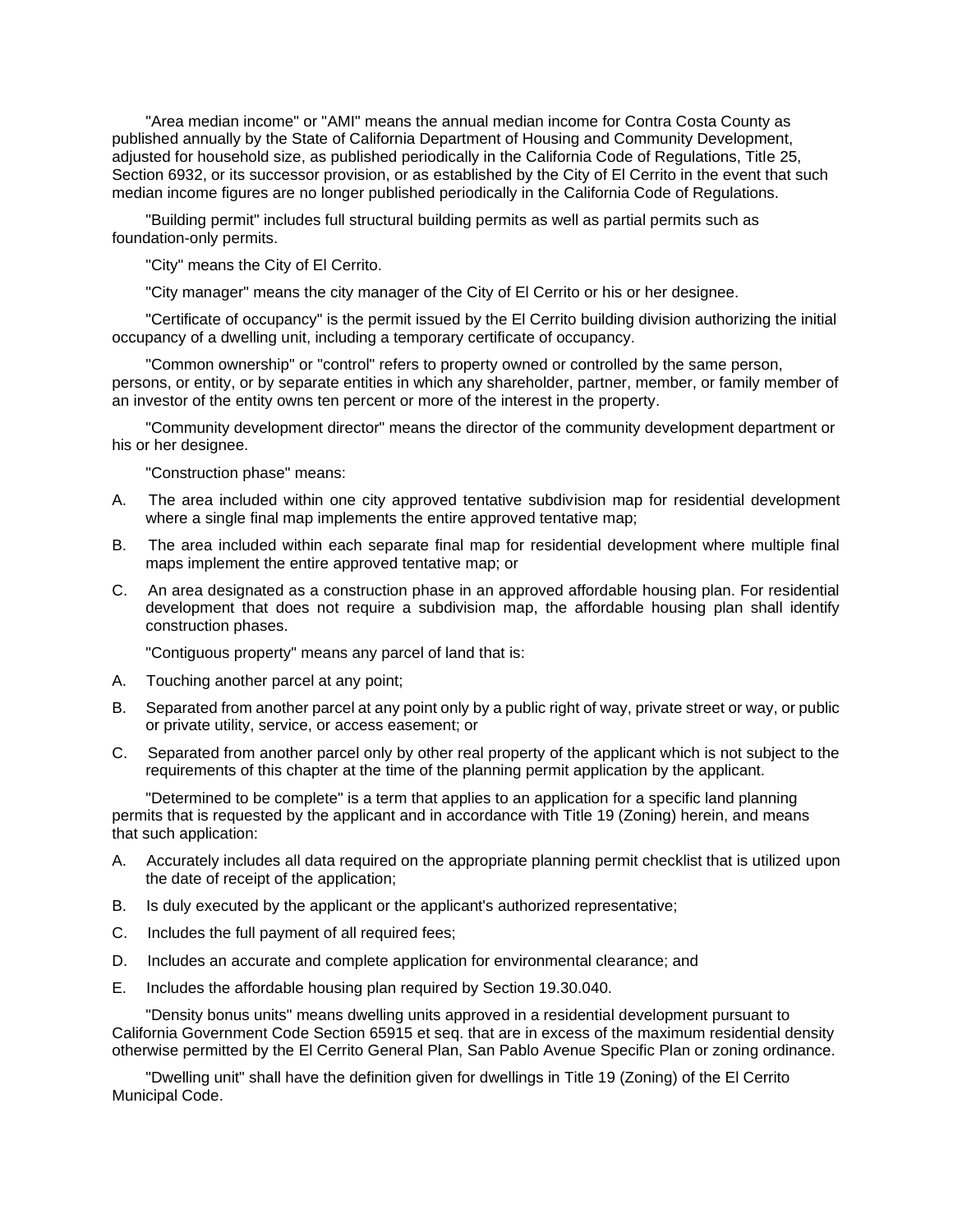"Area median income" or "AMI" means the annual median income for Contra Costa County as published annually by the State of California Department of Housing and Community Development, adjusted for household size, as published periodically in the California Code of Regulations, Title 25, Section 6932, or its successor provision, or as established by the City of El Cerrito in the event that such median income figures are no longer published periodically in the California Code of Regulations.

"Building permit" includes full structural building permits as well as partial permits such as foundation-only permits.

"City" means the City of El Cerrito.

"City manager" means the city manager of the City of El Cerrito or his or her designee.

"Certificate of occupancy" is the permit issued by the El Cerrito building division authorizing the initial occupancy of a dwelling unit, including a temporary certificate of occupancy.

"Common ownership" or "control" refers to property owned or controlled by the same person, persons, or entity, or by separate entities in which any shareholder, partner, member, or family member of an investor of the entity owns ten percent or more of the interest in the property.

"Community development director" means the director of the community development department or his or her designee.

"Construction phase" means:

A. The area included within one city approved tentative subdivision map for residential development where a single final map implements the entire approved tentative map;

B. The area included within each separate final map for residential development where multiple final maps implement the entire approved tentative map; or

C. An area designated as a construction phase in an approved affordable housing plan. For residential development that does not require a subdivision map, the affordable housing plan shall identify construction phases.

"Contiguous property" means any parcel of land that is:

A. Touching another parcel at any point;

B. Separated from another parcel at any point only by a public right of way, private street or way, or public or private utility, service, or access easement; or

C. Separated from another parcel only by other real property of the applicant which is not subject to the requirements of this chapter at the time of the planning permit application by the applicant.

"Determined to be complete" is a term that applies to an application for a specific land planning permits that is requested by the applicant and in accordance with Title 19 (Zoning) herein, and means that such application:

A. Accurately includes all data required on the appropriate planning permit checklist that is utilized upon the date of receipt of the application;

B. Is duly executed by the applicant or the applicant's authorized representative;

C. Includes the full payment of all required fees;

D. Includes an accurate and complete application for environmental clearance; and

E. Includes the affordable housing plan required by Section 19.30.040.

"Density bonus units" means dwelling units approved in a residential development pursuant to California Government Code Section 65915 et seq. that are in excess of the maximum residential density otherwise permitted by the El Cerrito General Plan, San Pablo Avenue Specific Plan or zoning ordinance.

"Dwelling unit" shall have the definition given for dwellings in Title 19 (Zoning) of the El Cerrito Municipal Code.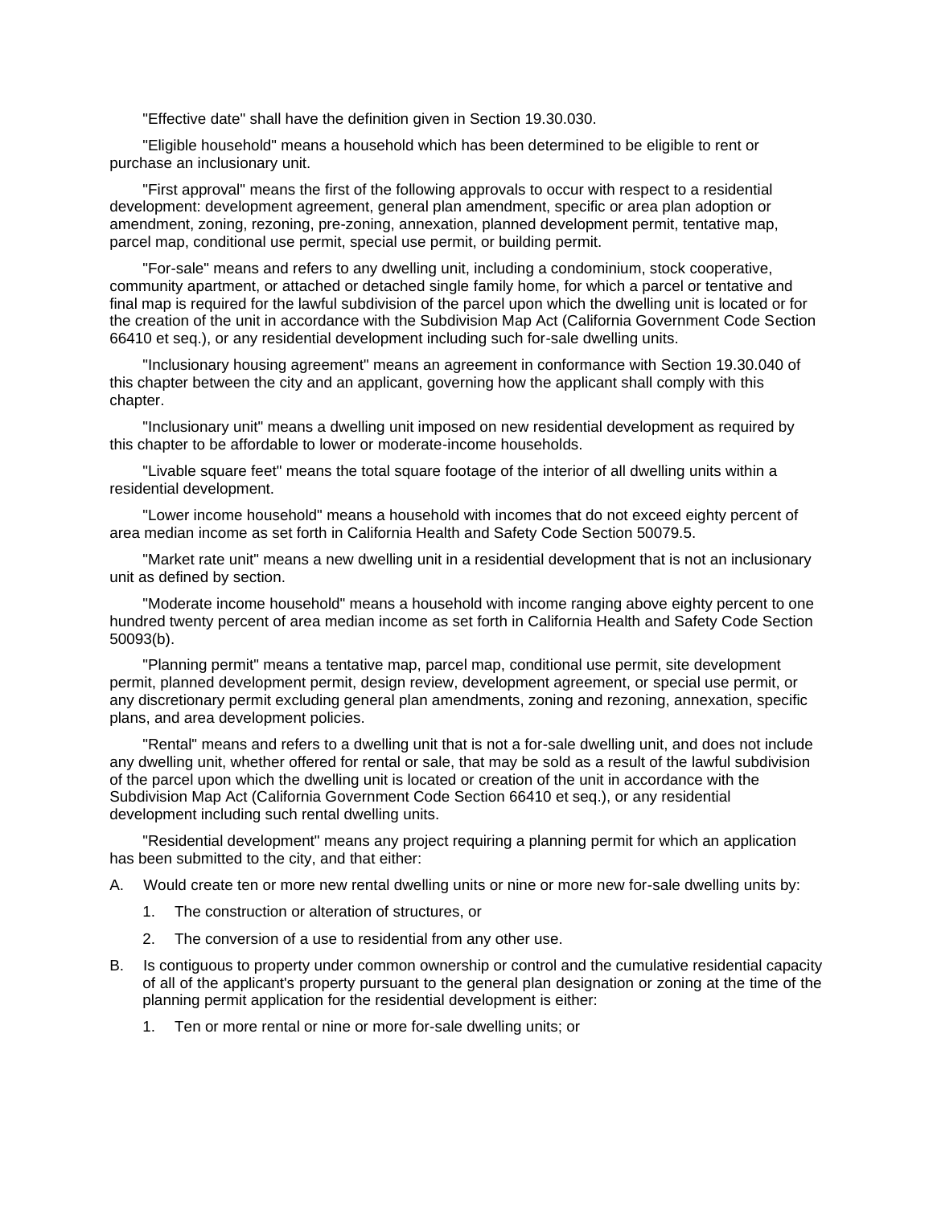"Effective date" shall have the definition given in Section 19.30.030.

"Eligible household" means a household which has been determined to be eligible to rent or purchase an inclusionary unit.

"First approval" means the first of the following approvals to occur with respect to a residential development: development agreement, general plan amendment, specific or area plan adoption or amendment, zoning, rezoning, pre-zoning, annexation, planned development permit, tentative map, parcel map, conditional use permit, special use permit, or building permit.

"For-sale" means and refers to any dwelling unit, including a condominium, stock cooperative, community apartment, or attached or detached single family home, for which a parcel or tentative and final map is required for the lawful subdivision of the parcel upon which the dwelling unit is located or for the creation of the unit in accordance with the Subdivision Map Act (California Government Code Section 66410 et seq.), or any residential development including such for-sale dwelling units.

"Inclusionary housing agreement" means an agreement in conformance with Section 19.30.040 of this chapter between the city and an applicant, governing how the applicant shall comply with this chapter.

"Inclusionary unit" means a dwelling unit imposed on new residential development as required by this chapter to be affordable to lower or moderate-income households.

"Livable square feet" means the total square footage of the interior of all dwelling units within a residential development.

"Lower income household" means a household with incomes that do not exceed eighty percent of area median income as set forth in California Health and Safety Code Section 50079.5.

"Market rate unit" means a new dwelling unit in a residential development that is not an inclusionary unit as defined by section.

"Moderate income household" means a household with income ranging above eighty percent to one hundred twenty percent of area median income as set forth in California Health and Safety Code Section 50093(b).

"Planning permit" means a tentative map, parcel map, conditional use permit, site development permit, planned development permit, design review, development agreement, or special use permit, or any discretionary permit excluding general plan amendments, zoning and rezoning, annexation, specific plans, and area development policies.

"Rental" means and refers to a dwelling unit that is not a for-sale dwelling unit, and does not include any dwelling unit, whether offered for rental or sale, that may be sold as a result of the lawful subdivision of the parcel upon which the dwelling unit is located or creation of the unit in accordance with the Subdivision Map Act (California Government Code Section 66410 et seq.), or any residential development including such rental dwelling units.

"Residential development" means any project requiring a planning permit for which an application has been submitted to the city, and that either:

A. Would create ten or more new rental dwelling units or nine or more new for-sale dwelling units by:

    1. The construction or alteration of structures, or

    2. The conversion of a use to residential from any other use.

B. Is contiguous to property under common ownership or control and the cumulative residential capacity of all of the applicant's property pursuant to the general plan designation or zoning at the time of the planning permit application for the residential development is either:

    1. Ten or more rental or nine or more for-sale dwelling units; or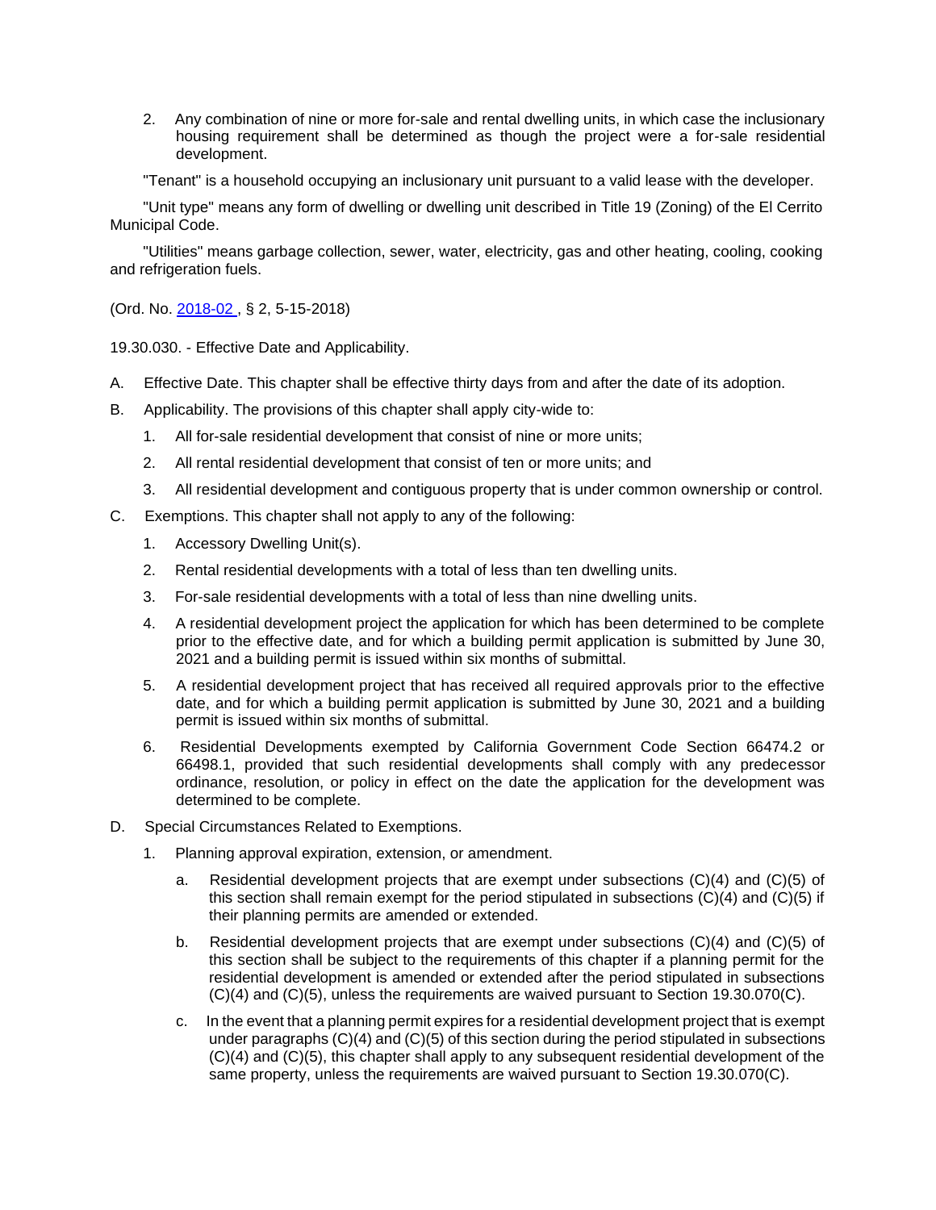2. Any combination of nine or more for-sale and rental dwelling units, in which case the inclusionary housing requirement shall be determined as though the project were a for-sale residential development.

"Tenant" is a household occupying an inclusionary unit pursuant to a valid lease with the developer.

"Unit type" means any form of dwelling or dwelling unit described in Title 19 (Zoning) of the El Cerrito Municipal Code.

"Utilities" means garbage collection, sewer, water, electricity, gas and other heating, cooling, cooking and refrigeration fuels.

(Ord. No. 2018-02 , § 2, 5-15-2018)

19.30.030. - Effective Date and Applicability.

A. Effective Date. This chapter shall be effective thirty days from and after the date of its adoption.

B. Applicability. The provisions of this chapter shall apply city-wide to:

1. All for-sale residential development that consist of nine or more units;
2. All rental residential development that consist of ten or more units; and
3. All residential development and contiguous property that is under common ownership or control.

C. Exemptions. This chapter shall not apply to any of the following:

1. Accessory Dwelling Unit(s).
2. Rental residential developments with a total of less than ten dwelling units.
3. For-sale residential developments with a total of less than nine dwelling units.
4. A residential development project the application for which has been determined to be complete prior to the effective date, and for which a building permit application is submitted by June 30, 2021 and a building permit is issued within six months of submittal.
5. A residential development project that has received all required approvals prior to the effective date, and for which a building permit application is submitted by June 30, 2021 and a building permit is issued within six months of submittal.
6. Residential Developments exempted by California Government Code Section 66474.2 or 66498.1, provided that such residential developments shall comply with any predecessor ordinance, resolution, or policy in effect on the date the application for the development was determined to be complete.

D. Special Circumstances Related to Exemptions.

1. Planning approval expiration, extension, or amendment.

   a. Residential development projects that are exempt under subsections (C)(4) and (C)(5) of this section shall remain exempt for the period stipulated in subsections (C)(4) and (C)(5) if their planning permits are amended or extended.

   b. Residential development projects that are exempt under subsections (C)(4) and (C)(5) of this section shall be subject to the requirements of this chapter if a planning permit for the residential development is amended or extended after the period stipulated in subsections (C)(4) and (C)(5), unless the requirements are waived pursuant to Section 19.30.070(C).

   c. In the event that a planning permit expires for a residential development project that is exempt under paragraphs (C)(4) and (C)(5) of this section during the period stipulated in subsections (C)(4) and (C)(5), this chapter shall apply to any subsequent residential development of the same property, unless the requirements are waived pursuant to Section 19.30.070(C).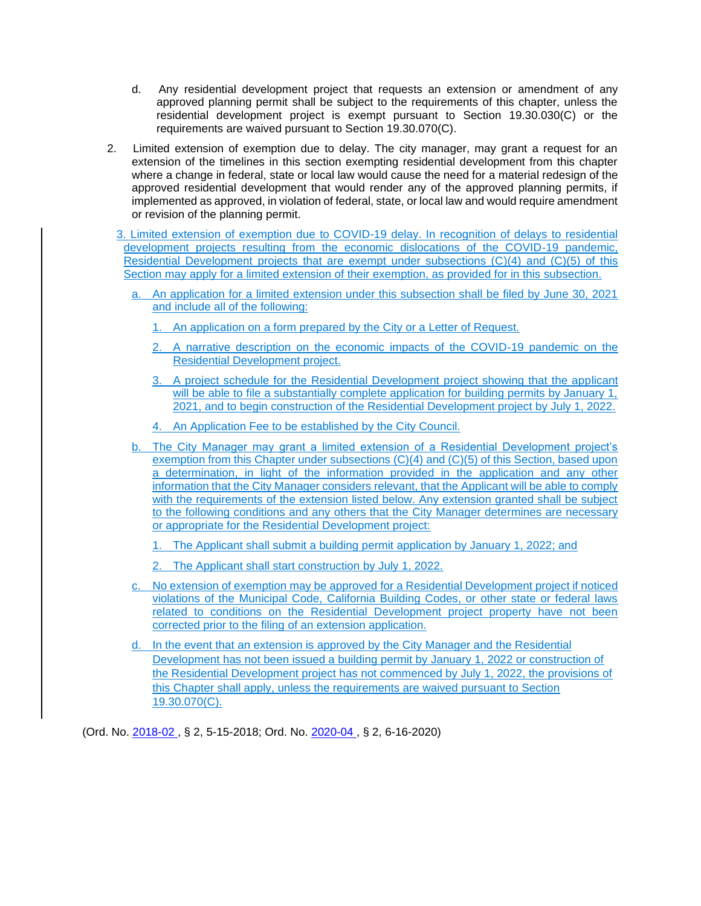d. Any residential development project that requests an extension or amendment of any approved planning permit shall be subject to the requirements of this chapter, unless the residential development project is exempt pursuant to Section 19.30.030(C) or the requirements are waived pursuant to Section 19.30.070(C).

2. Limited extension of exemption due to delay. The city manager, may grant a request for an extension of the timelines in this section exempting residential development from this chapter where a change in federal, state or local law would cause the need for a material redesign of the approved residential development that would render any of the approved planning permits, if implemented as approved, in violation of federal, state, or local law and would require amendment or revision of the planning permit.

3. Limited extension of exemption due to COVID-19 delay. In recognition of delays to residential development projects resulting from the economic dislocations of the COVID-19 pandemic, Residential Development projects that are exempt under subsections (C)(4) and (C)(5) of this Section may apply for a limited extension of their exemption, as provided for in this subsection.

a. An application for a limited extension under this subsection shall be filed by June 30, 2021 and include all of the following:

1. An application on a form prepared by the City or a Letter of Request.

2. A narrative description on the economic impacts of the COVID-19 pandemic on the Residential Development project.

3. A project schedule for the Residential Development project showing that the applicant will be able to file a substantially complete application for building permits by January 1, 2021, and to begin construction of the Residential Development project by July 1, 2022.

4. An Application Fee to be established by the City Council.

b. The City Manager may grant a limited extension of a Residential Development project's exemption from this Chapter under subsections (C)(4) and (C)(5) of this Section, based upon a determination, in light of the information provided in the application and any other information that the City Manager considers relevant, that the Applicant will be able to comply with the requirements of the extension listed below. Any extension granted shall be subject to the following conditions and any others that the City Manager determines are necessary or appropriate for the Residential Development project:

1. The Applicant shall submit a building permit application by January 1, 2022; and

2. The Applicant shall start construction by July 1, 2022.

c. No extension of exemption may be approved for a Residential Development project if noticed violations of the Municipal Code, California Building Codes, or other state or federal laws related to conditions on the Residential Development project property have not been corrected prior to the filing of an extension application.

d. In the event that an extension is approved by the City Manager and the Residential Development has not been issued a building permit by January 1, 2022 or construction of the Residential Development project has not commenced by July 1, 2022, the provisions of this Chapter shall apply, unless the requirements are waived pursuant to Section 19.30.070(C).

(Ord. No. 2018-02 , § 2, 5-15-2018; Ord. No. 2020-04 , § 2, 6-16-2020)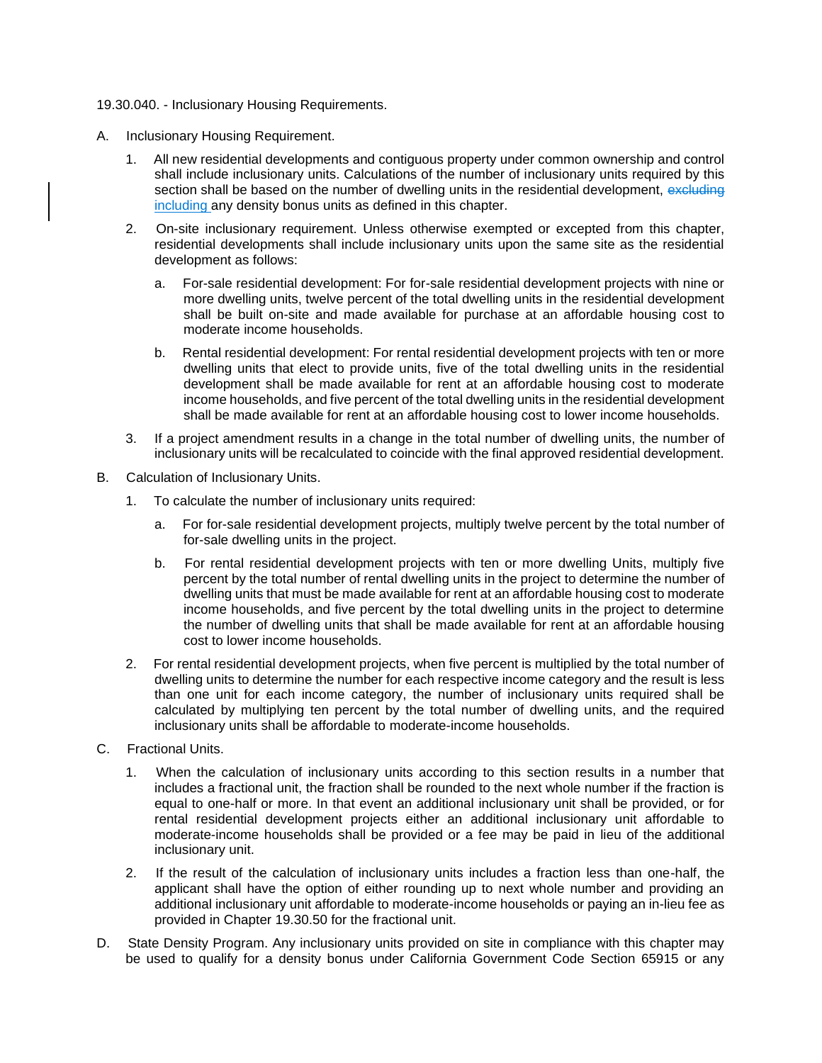19.30.040. - Inclusionary Housing Requirements.

A. Inclusionary Housing Requirement.

1. All new residential developments and contiguous property under common ownership and control shall include inclusionary units. Calculations of the number of inclusionary units required by this section shall be based on the number of dwelling units in the residential development, ~~excluding~~ including any density bonus units as defined in this chapter.

2. On-site inclusionary requirement. Unless otherwise exempted or excepted from this chapter, residential developments shall include inclusionary units upon the same site as the residential development as follows:

   a. For-sale residential development: For for-sale residential development projects with nine or more dwelling units, twelve percent of the total dwelling units in the residential development shall be built on-site and made available for purchase at an affordable housing cost to moderate income households.

   b. Rental residential development: For rental residential development projects with ten or more dwelling units that elect to provide units, five of the total dwelling units in the residential development shall be made available for rent at an affordable housing cost to moderate income households, and five percent of the total dwelling units in the residential development shall be made available for rent at an affordable housing cost to lower income households.

3. If a project amendment results in a change in the total number of dwelling units, the number of inclusionary units will be recalculated to coincide with the final approved residential development.

B. Calculation of Inclusionary Units.

1. To calculate the number of inclusionary units required:

   a. For for-sale residential development projects, multiply twelve percent by the total number of for-sale dwelling units in the project.

   b. For rental residential development projects with ten or more dwelling Units, multiply five percent by the total number of rental dwelling units in the project to determine the number of dwelling units that must be made available for rent at an affordable housing cost to moderate income households, and five percent by the total dwelling units in the project to determine the number of dwelling units that shall be made available for rent at an affordable housing cost to lower income households.

2. For rental residential development projects, when five percent is multiplied by the total number of dwelling units to determine the number for each respective income category and the result is less than one unit for each income category, the number of inclusionary units required shall be calculated by multiplying ten percent by the total number of dwelling units, and the required inclusionary units shall be affordable to moderate-income households.

C. Fractional Units.

1. When the calculation of inclusionary units according to this section results in a number that includes a fractional unit, the fraction shall be rounded to the next whole number if the fraction is equal to one-half or more. In that event an additional inclusionary unit shall be provided, or for rental residential development projects either an additional inclusionary unit affordable to moderate-income households shall be provided or a fee may be paid in lieu of the additional inclusionary unit.

2. If the result of the calculation of inclusionary units includes a fraction less than one-half, the applicant shall have the option of either rounding up to next whole number and providing an additional inclusionary unit affordable to moderate-income households or paying an in-lieu fee as provided in Chapter 19.30.50 for the fractional unit.

D. State Density Program. Any inclusionary units provided on site in compliance with this chapter may be used to qualify for a density bonus under California Government Code Section 65915 or any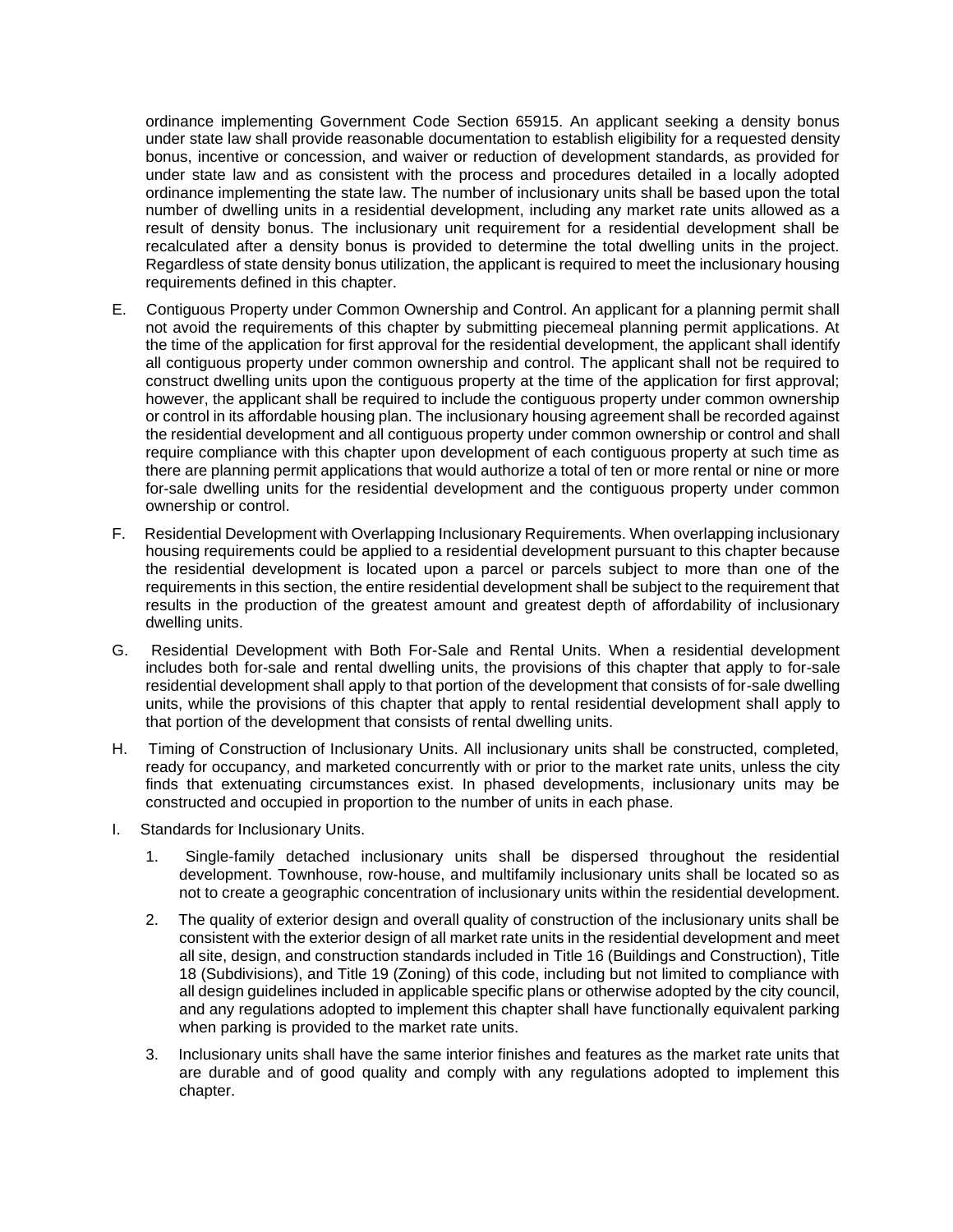ordinance implementing Government Code Section 65915. An applicant seeking a density bonus under state law shall provide reasonable documentation to establish eligibility for a requested density bonus, incentive or concession, and waiver or reduction of development standards, as provided for under state law and as consistent with the process and procedures detailed in a locally adopted ordinance implementing the state law. The number of inclusionary units shall be based upon the total number of dwelling units in a residential development, including any market rate units allowed as a result of density bonus. The inclusionary unit requirement for a residential development shall be recalculated after a density bonus is provided to determine the total dwelling units in the project. Regardless of state density bonus utilization, the applicant is required to meet the inclusionary housing requirements defined in this chapter.

E. Contiguous Property under Common Ownership and Control. An applicant for a planning permit shall not avoid the requirements of this chapter by submitting piecemeal planning permit applications. At the time of the application for first approval for the residential development, the applicant shall identify all contiguous property under common ownership and control. The applicant shall not be required to construct dwelling units upon the contiguous property at the time of the application for first approval; however, the applicant shall be required to include the contiguous property under common ownership or control in its affordable housing plan. The inclusionary housing agreement shall be recorded against the residential development and all contiguous property under common ownership or control and shall require compliance with this chapter upon development of each contiguous property at such time as there are planning permit applications that would authorize a total of ten or more rental or nine or more for-sale dwelling units for the residential development and the contiguous property under common ownership or control.

F. Residential Development with Overlapping Inclusionary Requirements. When overlapping inclusionary housing requirements could be applied to a residential development pursuant to this chapter because the residential development is located upon a parcel or parcels subject to more than one of the requirements in this section, the entire residential development shall be subject to the requirement that results in the production of the greatest amount and greatest depth of affordability of inclusionary dwelling units.

G. Residential Development with Both For-Sale and Rental Units. When a residential development includes both for-sale and rental dwelling units, the provisions of this chapter that apply to for-sale residential development shall apply to that portion of the development that consists of for-sale dwelling units, while the provisions of this chapter that apply to rental residential development shall apply to that portion of the development that consists of rental dwelling units.

H. Timing of Construction of Inclusionary Units. All inclusionary units shall be constructed, completed, ready for occupancy, and marketed concurrently with or prior to the market rate units, unless the city finds that extenuating circumstances exist. In phased developments, inclusionary units may be constructed and occupied in proportion to the number of units in each phase.

I. Standards for Inclusionary Units.

1. Single-family detached inclusionary units shall be dispersed throughout the residential development. Townhouse, row-house, and multifamily inclusionary units shall be located so as not to create a geographic concentration of inclusionary units within the residential development.

2. The quality of exterior design and overall quality of construction of the inclusionary units shall be consistent with the exterior design of all market rate units in the residential development and meet all site, design, and construction standards included in Title 16 (Buildings and Construction), Title 18 (Subdivisions), and Title 19 (Zoning) of this code, including but not limited to compliance with all design guidelines included in applicable specific plans or otherwise adopted by the city council, and any regulations adopted to implement this chapter shall have functionally equivalent parking when parking is provided to the market rate units.

3. Inclusionary units shall have the same interior finishes and features as the market rate units that are durable and of good quality and comply with any regulations adopted to implement this chapter.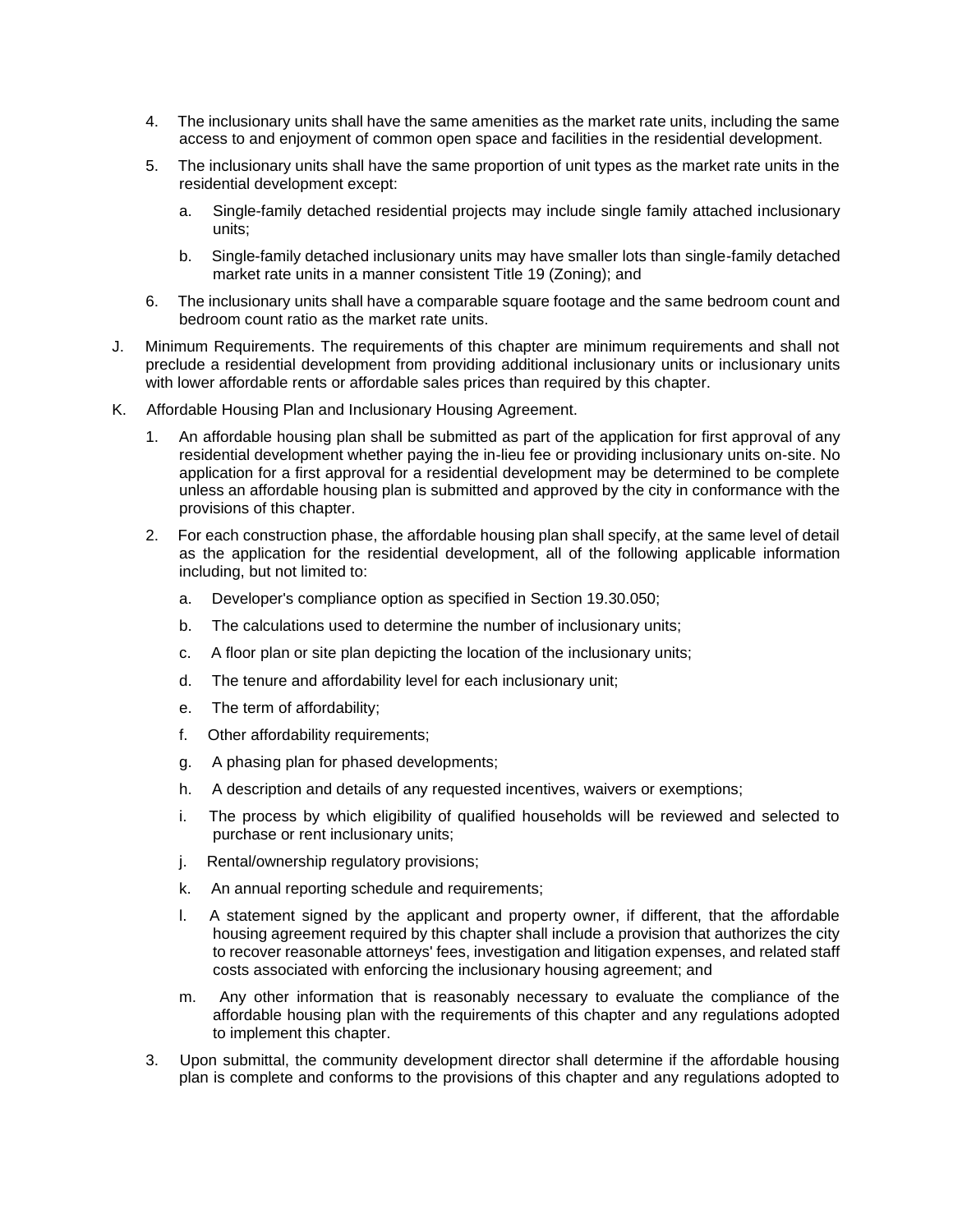4. The inclusionary units shall have the same amenities as the market rate units, including the same access to and enjoyment of common open space and facilities in the residential development.

5. The inclusionary units shall have the same proportion of unit types as the market rate units in the residential development except:

   a. Single-family detached residential projects may include single family attached inclusionary units;

   b. Single-family detached inclusionary units may have smaller lots than single-family detached market rate units in a manner consistent Title 19 (Zoning); and

6. The inclusionary units shall have a comparable square footage and the same bedroom count and bedroom count ratio as the market rate units.

J. Minimum Requirements. The requirements of this chapter are minimum requirements and shall not preclude a residential development from providing additional inclusionary units or inclusionary units with lower affordable rents or affordable sales prices than required by this chapter.

K. Affordable Housing Plan and Inclusionary Housing Agreement.

1. An affordable housing plan shall be submitted as part of the application for first approval of any residential development whether paying the in-lieu fee or providing inclusionary units on-site. No application for a first approval for a residential development may be determined to be complete unless an affordable housing plan is submitted and approved by the city in conformance with the provisions of this chapter.

2. For each construction phase, the affordable housing plan shall specify, at the same level of detail as the application for the residential development, all of the following applicable information including, but not limited to:

   a. Developer's compliance option as specified in Section 19.30.050;

   b. The calculations used to determine the number of inclusionary units;

   c. A floor plan or site plan depicting the location of the inclusionary units;

   d. The tenure and affordability level for each inclusionary unit;

   e. The term of affordability;

   f. Other affordability requirements;

   g. A phasing plan for phased developments;

   h. A description and details of any requested incentives, waivers or exemptions;

   i. The process by which eligibility of qualified households will be reviewed and selected to purchase or rent inclusionary units;

   j. Rental/ownership regulatory provisions;

   k. An annual reporting schedule and requirements;

   l. A statement signed by the applicant and property owner, if different, that the affordable housing agreement required by this chapter shall include a provision that authorizes the city to recover reasonable attorneys' fees, investigation and litigation expenses, and related staff costs associated with enforcing the inclusionary housing agreement; and

   m. Any other information that is reasonably necessary to evaluate the compliance of the affordable housing plan with the requirements of this chapter and any regulations adopted to implement this chapter.

3. Upon submittal, the community development director shall determine if the affordable housing plan is complete and conforms to the provisions of this chapter and any regulations adopted to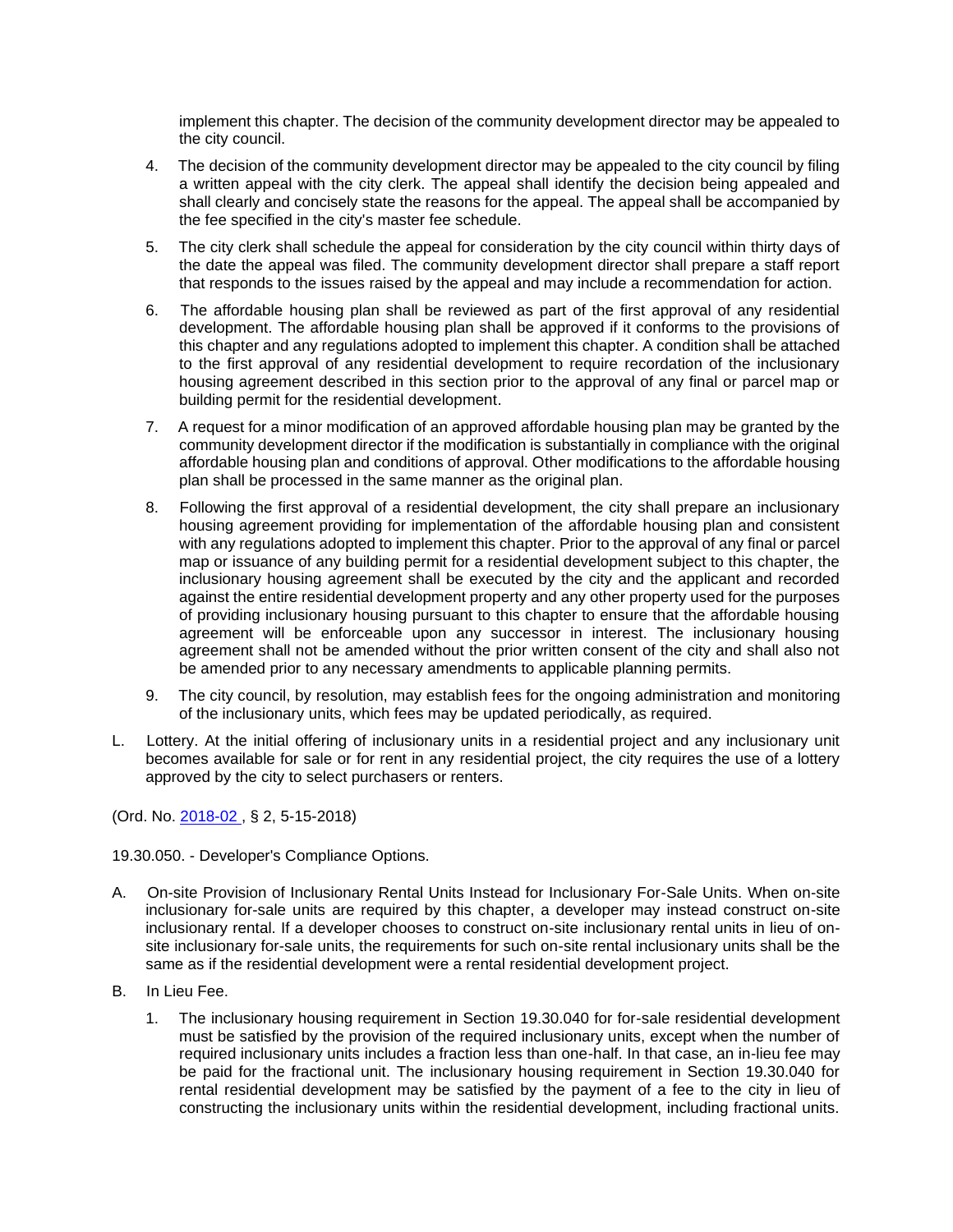implement this chapter. The decision of the community development director may be appealed to the city council.

4. The decision of the community development director may be appealed to the city council by filing a written appeal with the city clerk. The appeal shall identify the decision being appealed and shall clearly and concisely state the reasons for the appeal. The appeal shall be accompanied by the fee specified in the city's master fee schedule.

5. The city clerk shall schedule the appeal for consideration by the city council within thirty days of the date the appeal was filed. The community development director shall prepare a staff report that responds to the issues raised by the appeal and may include a recommendation for action.

6. The affordable housing plan shall be reviewed as part of the first approval of any residential development. The affordable housing plan shall be approved if it conforms to the provisions of this chapter and any regulations adopted to implement this chapter. A condition shall be attached to the first approval of any residential development to require recordation of the inclusionary housing agreement described in this section prior to the approval of any final or parcel map or building permit for the residential development.

7. A request for a minor modification of an approved affordable housing plan may be granted by the community development director if the modification is substantially in compliance with the original affordable housing plan and conditions of approval. Other modifications to the affordable housing plan shall be processed in the same manner as the original plan.

8. Following the first approval of a residential development, the city shall prepare an inclusionary housing agreement providing for implementation of the affordable housing plan and consistent with any regulations adopted to implement this chapter. Prior to the approval of any final or parcel map or issuance of any building permit for a residential development subject to this chapter, the inclusionary housing agreement shall be executed by the city and the applicant and recorded against the entire residential development property and any other property used for the purposes of providing inclusionary housing pursuant to this chapter to ensure that the affordable housing agreement will be enforceable upon any successor in interest. The inclusionary housing agreement shall not be amended without the prior written consent of the city and shall also not be amended prior to any necessary amendments to applicable planning permits.

9. The city council, by resolution, may establish fees for the ongoing administration and monitoring of the inclusionary units, which fees may be updated periodically, as required.

L. Lottery. At the initial offering of inclusionary units in a residential project and any inclusionary unit becomes available for sale or for rent in any residential project, the city requires the use of a lottery approved by the city to select purchasers or renters.

(Ord. No. 2018-02 , § 2, 5-15-2018)

19.30.050. - Developer's Compliance Options.

A. On-site Provision of Inclusionary Rental Units Instead for Inclusionary For-Sale Units. When on-site inclusionary for-sale units are required by this chapter, a developer may instead construct on-site inclusionary rental. If a developer chooses to construct on-site inclusionary rental units in lieu of on-site inclusionary for-sale units, the requirements for such on-site rental inclusionary units shall be the same as if the residential development were a rental residential development project.

B. In Lieu Fee.

1. The inclusionary housing requirement in Section 19.30.040 for for-sale residential development must be satisfied by the provision of the required inclusionary units, except when the number of required inclusionary units includes a fraction less than one-half. In that case, an in-lieu fee may be paid for the fractional unit. The inclusionary housing requirement in Section 19.30.040 for rental residential development may be satisfied by the payment of a fee to the city in lieu of constructing the inclusionary units within the residential development, including fractional units.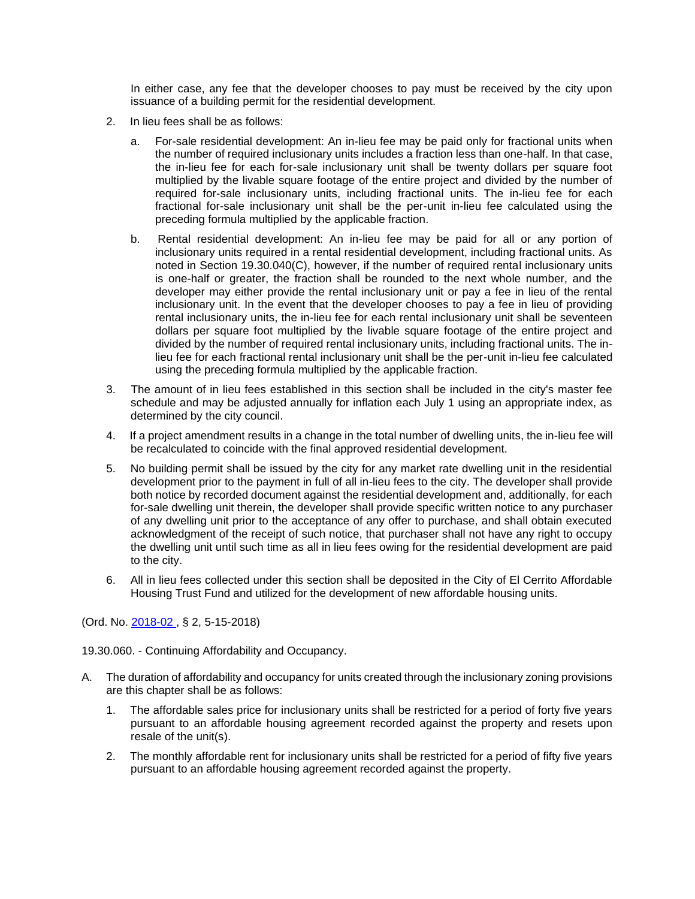In either case, any fee that the developer chooses to pay must be received by the city upon issuance of a building permit for the residential development.

2. In lieu fees shall be as follows:

   a. For-sale residential development: An in-lieu fee may be paid only for fractional units when the number of required inclusionary units includes a fraction less than one-half. In that case, the in-lieu fee for each for-sale inclusionary unit shall be twenty dollars per square foot multiplied by the livable square footage of the entire project and divided by the number of required for-sale inclusionary units, including fractional units. The in-lieu fee for each fractional for-sale inclusionary unit shall be the per-unit in-lieu fee calculated using the preceding formula multiplied by the applicable fraction.

   b. Rental residential development: An in-lieu fee may be paid for all or any portion of inclusionary units required in a rental residential development, including fractional units. As noted in Section 19.30.040(C), however, if the number of required rental inclusionary units is one-half or greater, the fraction shall be rounded to the next whole number, and the developer may either provide the rental inclusionary unit or pay a fee in lieu of the rental inclusionary unit. In the event that the developer chooses to pay a fee in lieu of providing rental inclusionary units, the in-lieu fee for each rental inclusionary unit shall be seventeen dollars per square foot multiplied by the livable square footage of the entire project and divided by the number of required rental inclusionary units, including fractional units. The in-lieu fee for each fractional rental inclusionary unit shall be the per-unit in-lieu fee calculated using the preceding formula multiplied by the applicable fraction.

3. The amount of in lieu fees established in this section shall be included in the city's master fee schedule and may be adjusted annually for inflation each July 1 using an appropriate index, as determined by the city council.

4. If a project amendment results in a change in the total number of dwelling units, the in-lieu fee will be recalculated to coincide with the final approved residential development.

5. No building permit shall be issued by the city for any market rate dwelling unit in the residential development prior to the payment in full of all in-lieu fees to the city. The developer shall provide both notice by recorded document against the residential development and, additionally, for each for-sale dwelling unit therein, the developer shall provide specific written notice to any purchaser of any dwelling unit prior to the acceptance of any offer to purchase, and shall obtain executed acknowledgment of the receipt of such notice, that purchaser shall not have any right to occupy the dwelling unit until such time as all in lieu fees owing for the residential development are paid to the city.

6. All in lieu fees collected under this section shall be deposited in the City of El Cerrito Affordable Housing Trust Fund and utilized for the development of new affordable housing units.

(Ord. No. 2018-02 , § 2, 5-15-2018)

19.30.060. - Continuing Affordability and Occupancy.

A. The duration of affordability and occupancy for units created through the inclusionary zoning provisions are this chapter shall be as follows:

   1. The affordable sales price for inclusionary units shall be restricted for a period of forty five years pursuant to an affordable housing agreement recorded against the property and resets upon resale of the unit(s).

   2. The monthly affordable rent for inclusionary units shall be restricted for a period of fifty five years pursuant to an affordable housing agreement recorded against the property.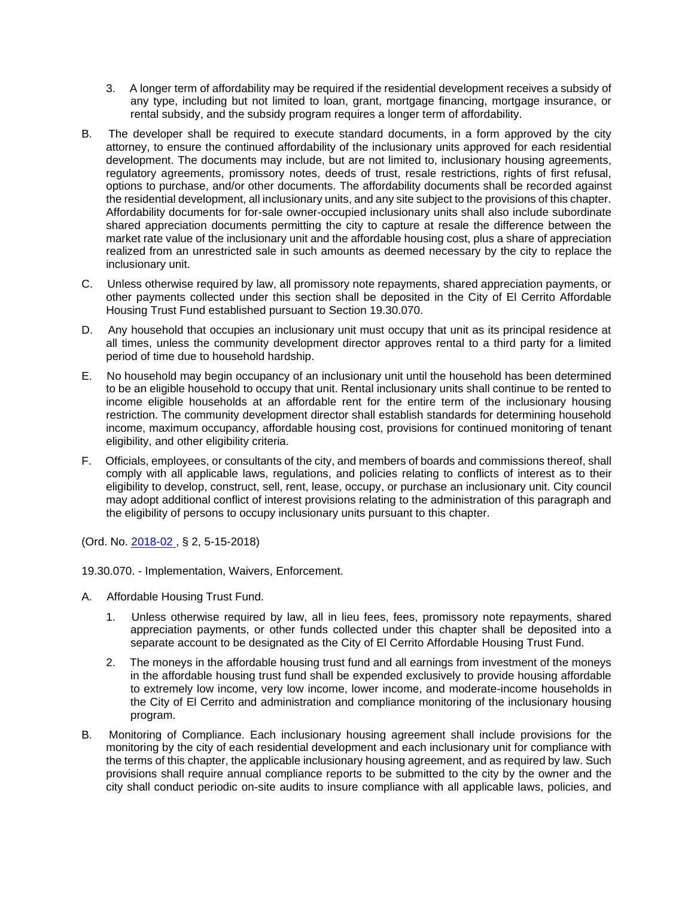3. A longer term of affordability may be required if the residential development receives a subsidy of any type, including but not limited to loan, grant, mortgage financing, mortgage insurance, or rental subsidy, and the subsidy program requires a longer term of affordability.

B. The developer shall be required to execute standard documents, in a form approved by the city attorney, to ensure the continued affordability of the inclusionary units approved for each residential development. The documents may include, but are not limited to, inclusionary housing agreements, regulatory agreements, promissory notes, deeds of trust, resale restrictions, rights of first refusal, options to purchase, and/or other documents. The affordability documents shall be recorded against the residential development, all inclusionary units, and any site subject to the provisions of this chapter. Affordability documents for for-sale owner-occupied inclusionary units shall also include subordinate shared appreciation documents permitting the city to capture at resale the difference between the market rate value of the inclusionary unit and the affordable housing cost, plus a share of appreciation realized from an unrestricted sale in such amounts as deemed necessary by the city to replace the inclusionary unit.

C. Unless otherwise required by law, all promissory note repayments, shared appreciation payments, or other payments collected under this section shall be deposited in the City of El Cerrito Affordable Housing Trust Fund established pursuant to Section 19.30.070.

D. Any household that occupies an inclusionary unit must occupy that unit as its principal residence at all times, unless the community development director approves rental to a third party for a limited period of time due to household hardship.

E. No household may begin occupancy of an inclusionary unit until the household has been determined to be an eligible household to occupy that unit. Rental inclusionary units shall continue to be rented to income eligible households at an affordable rent for the entire term of the inclusionary housing restriction. The community development director shall establish standards for determining household income, maximum occupancy, affordable housing cost, provisions for continued monitoring of tenant eligibility, and other eligibility criteria.

F. Officials, employees, or consultants of the city, and members of boards and commissions thereof, shall comply with all applicable laws, regulations, and policies relating to conflicts of interest as to their eligibility to develop, construct, sell, rent, lease, occupy, or purchase an inclusionary unit. City council may adopt additional conflict of interest provisions relating to the administration of this paragraph and the eligibility of persons to occupy inclusionary units pursuant to this chapter.

(Ord. No. 2018-02 , § 2, 5-15-2018)

19.30.070. - Implementation, Waivers, Enforcement.

A. Affordable Housing Trust Fund.

   1. Unless otherwise required by law, all in lieu fees, fees, promissory note repayments, shared appreciation payments, or other funds collected under this chapter shall be deposited into a separate account to be designated as the City of El Cerrito Affordable Housing Trust Fund.

   2. The moneys in the affordable housing trust fund and all earnings from investment of the moneys in the affordable housing trust fund shall be expended exclusively to provide housing affordable to extremely low income, very low income, lower income, and moderate-income households in the City of El Cerrito and administration and compliance monitoring of the inclusionary housing program.

B. Monitoring of Compliance. Each inclusionary housing agreement shall include provisions for the monitoring by the city of each residential development and each inclusionary unit for compliance with the terms of this chapter, the applicable inclusionary housing agreement, and as required by law. Such provisions shall require annual compliance reports to be submitted to the city by the owner and the city shall conduct periodic on-site audits to insure compliance with all applicable laws, policies, and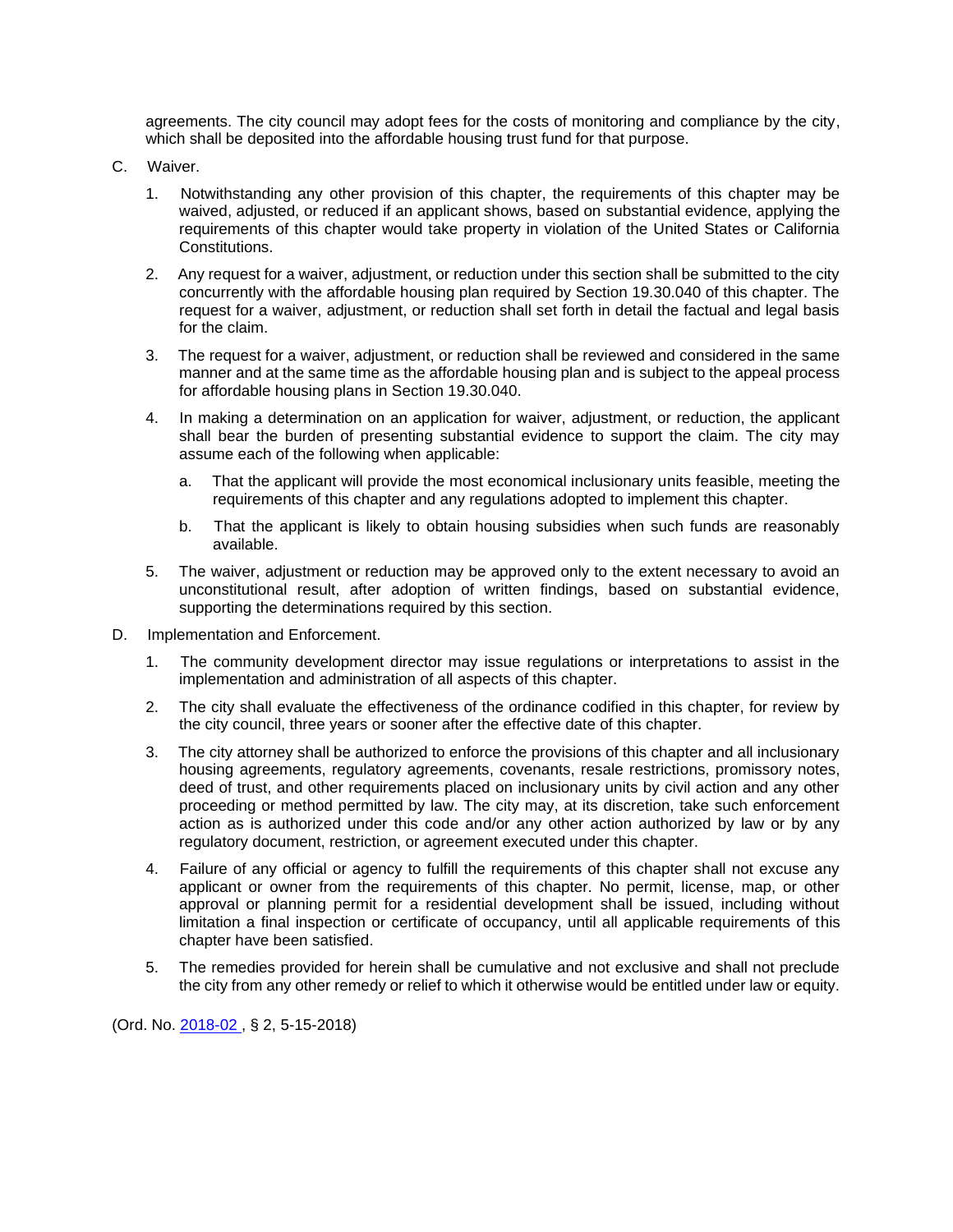agreements. The city council may adopt fees for the costs of monitoring and compliance by the city, which shall be deposited into the affordable housing trust fund for that purpose.

C. Waiver.

1. Notwithstanding any other provision of this chapter, the requirements of this chapter may be waived, adjusted, or reduced if an applicant shows, based on substantial evidence, applying the requirements of this chapter would take property in violation of the United States or California Constitutions.

2. Any request for a waiver, adjustment, or reduction under this section shall be submitted to the city concurrently with the affordable housing plan required by Section 19.30.040 of this chapter. The request for a waiver, adjustment, or reduction shall set forth in detail the factual and legal basis for the claim.

3. The request for a waiver, adjustment, or reduction shall be reviewed and considered in the same manner and at the same time as the affordable housing plan and is subject to the appeal process for affordable housing plans in Section 19.30.040.

4. In making a determination on an application for waiver, adjustment, or reduction, the applicant shall bear the burden of presenting substantial evidence to support the claim. The city may assume each of the following when applicable:

   a. That the applicant will provide the most economical inclusionary units feasible, meeting the requirements of this chapter and any regulations adopted to implement this chapter.

   b. That the applicant is likely to obtain housing subsidies when such funds are reasonably available.

5. The waiver, adjustment or reduction may be approved only to the extent necessary to avoid an unconstitutional result, after adoption of written findings, based on substantial evidence, supporting the determinations required by this section.

D. Implementation and Enforcement.

1. The community development director may issue regulations or interpretations to assist in the implementation and administration of all aspects of this chapter.

2. The city shall evaluate the effectiveness of the ordinance codified in this chapter, for review by the city council, three years or sooner after the effective date of this chapter.

3. The city attorney shall be authorized to enforce the provisions of this chapter and all inclusionary housing agreements, regulatory agreements, covenants, resale restrictions, promissory notes, deed of trust, and other requirements placed on inclusionary units by civil action and any other proceeding or method permitted by law. The city may, at its discretion, take such enforcement action as is authorized under this code and/or any other action authorized by law or by any regulatory document, restriction, or agreement executed under this chapter.

4. Failure of any official or agency to fulfill the requirements of this chapter shall not excuse any applicant or owner from the requirements of this chapter. No permit, license, map, or other approval or planning permit for a residential development shall be issued, including without limitation a final inspection or certificate of occupancy, until all applicable requirements of this chapter have been satisfied.

5. The remedies provided for herein shall be cumulative and not exclusive and shall not preclude the city from any other remedy or relief to which it otherwise would be entitled under law or equity.

(Ord. No. 2018-02 , § 2, 5-15-2018)